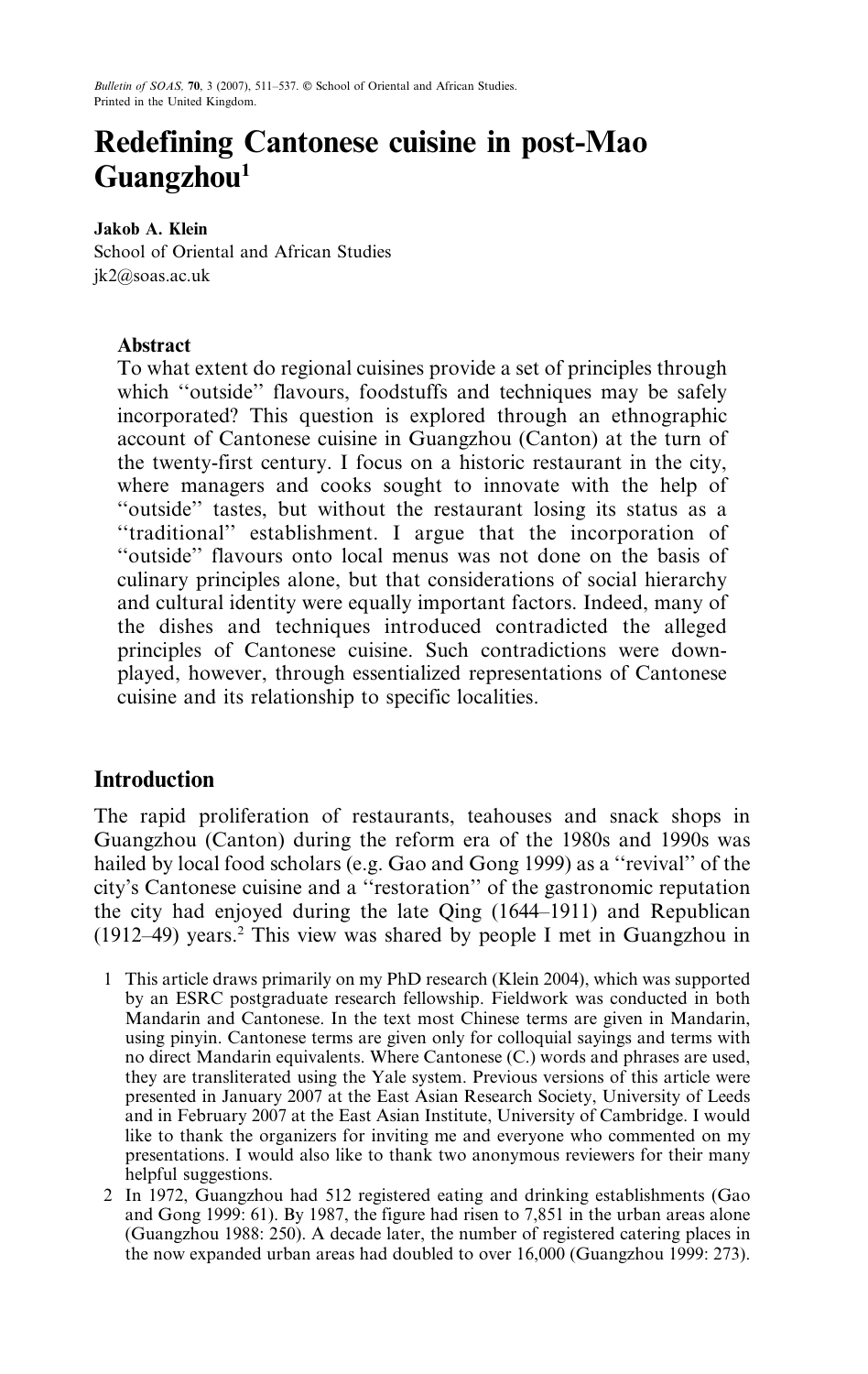# Redefining Cantonese cuisine in post-Mao Guangzhou[1]

**Jakob A. Klein**
School of Oriental and African Studies
jk2@soas.ac.uk

### Abstract

To what extent do regional cuisines provide a set of principles through which "outside" flavours, foodstuffs and techniques may be safely incorporated? This question is explored through an ethnographic account of Cantonese cuisine in Guangzhou (Canton) at the turn of the twenty-first century. I focus on a historic restaurant in the city, where managers and cooks sought to innovate with the help of "outside" tastes, but without the restaurant losing its status as a "traditional" establishment. I argue that the incorporation of "outside" flavours onto local menus was not done on the basis of culinary principles alone, but that considerations of social hierarchy and cultural identity were equally important factors. Indeed, many of the dishes and techniques introduced contradicted the alleged principles of Cantonese cuisine. Such contradictions were downplayed, however, through essentialized representations of Cantonese cuisine and its relationship to specific localities.

## Introduction

The rapid proliferation of restaurants, teahouses and snack shops in Guangzhou (Canton) during the reform era of the 1980s and 1990s was hailed by local food scholars (e.g. Gao and Gong 1999) as a "revival" of the city's Cantonese cuisine and a "restoration" of the gastronomic reputation the city had enjoyed during the late Qing (1644–1911) and Republican (1912–49) years.[2] This view was shared by people I met in Guangzhou in

1 This article draws primarily on my PhD research (Klein 2004), which was supported by an ESRC postgraduate research fellowship. Fieldwork was conducted in both Mandarin and Cantonese. In the text most Chinese terms are given in Mandarin, using pinyin. Cantonese terms are given only for colloquial sayings and terms with no direct Mandarin equivalents. Where Cantonese (C.) words and phrases are used, they are transliterated using the Yale system. Previous versions of this article were presented in January 2007 at the East Asian Research Society, University of Leeds and in February 2007 at the East Asian Institute, University of Cambridge. I would like to thank the organizers for inviting me and everyone who commented on my presentations. I would also like to thank two anonymous reviewers for their many helpful suggestions.

2 In 1972, Guangzhou had 512 registered eating and drinking establishments (Gao and Gong 1999: 61). By 1987, the figure had risen to 7,851 in the urban areas alone (Guangzhou 1988: 250). A decade later, the number of registered catering places in the now expanded urban areas had doubled to over 16,000 (Guangzhou 1999: 273).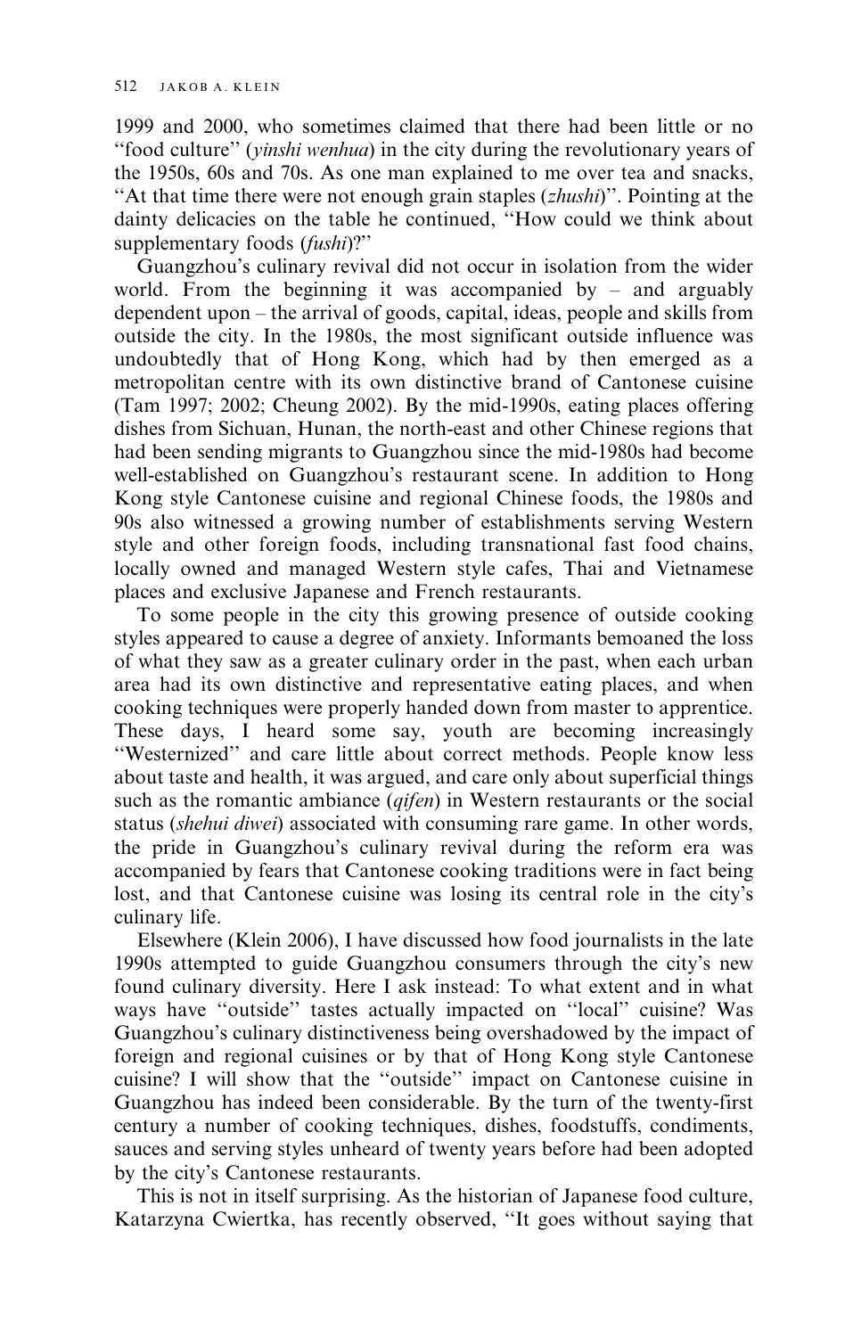1999 and 2000, who sometimes claimed that there had been little or no "food culture" (*yinshi wenhua*) in the city during the revolutionary years of the 1950s, 60s and 70s. As one man explained to me over tea and snacks, "At that time there were not enough grain staples (*zhushi*)". Pointing at the dainty delicacies on the table he continued, "How could we think about supplementary foods (*fushi*)?"

Guangzhou's culinary revival did not occur in isolation from the wider world. From the beginning it was accompanied by – and arguably dependent upon – the arrival of goods, capital, ideas, people and skills from outside the city. In the 1980s, the most significant outside influence was undoubtedly that of Hong Kong, which had by then emerged as a metropolitan centre with its own distinctive brand of Cantonese cuisine (Tam 1997; 2002; Cheung 2002). By the mid-1990s, eating places offering dishes from Sichuan, Hunan, the north-east and other Chinese regions that had been sending migrants to Guangzhou since the mid-1980s had become well-established on Guangzhou's restaurant scene. In addition to Hong Kong style Cantonese cuisine and regional Chinese foods, the 1980s and 90s also witnessed a growing number of establishments serving Western style and other foreign foods, including transnational fast food chains, locally owned and managed Western style cafes, Thai and Vietnamese places and exclusive Japanese and French restaurants.

To some people in the city this growing presence of outside cooking styles appeared to cause a degree of anxiety. Informants bemoaned the loss of what they saw as a greater culinary order in the past, when each urban area had its own distinctive and representative eating places, and when cooking techniques were properly handed down from master to apprentice. These days, I heard some say, youth are becoming increasingly "Westernized" and care little about correct methods. People know less about taste and health, it was argued, and care only about superficial things such as the romantic ambiance (*qifen*) in Western restaurants or the social status (*shehui diwei*) associated with consuming rare game. In other words, the pride in Guangzhou's culinary revival during the reform era was accompanied by fears that Cantonese cooking traditions were in fact being lost, and that Cantonese cuisine was losing its central role in the city's culinary life.

Elsewhere (Klein 2006), I have discussed how food journalists in the late 1990s attempted to guide Guangzhou consumers through the city's new found culinary diversity. Here I ask instead: To what extent and in what ways have "outside" tastes actually impacted on "local" cuisine? Was Guangzhou's culinary distinctiveness being overshadowed by the impact of foreign and regional cuisines or by that of Hong Kong style Cantonese cuisine? I will show that the "outside" impact on Cantonese cuisine in Guangzhou has indeed been considerable. By the turn of the twenty-first century a number of cooking techniques, dishes, foodstuffs, condiments, sauces and serving styles unheard of twenty years before had been adopted by the city's Cantonese restaurants.

This is not in itself surprising. As the historian of Japanese food culture, Katarzyna Cwiertka, has recently observed, "It goes without saying that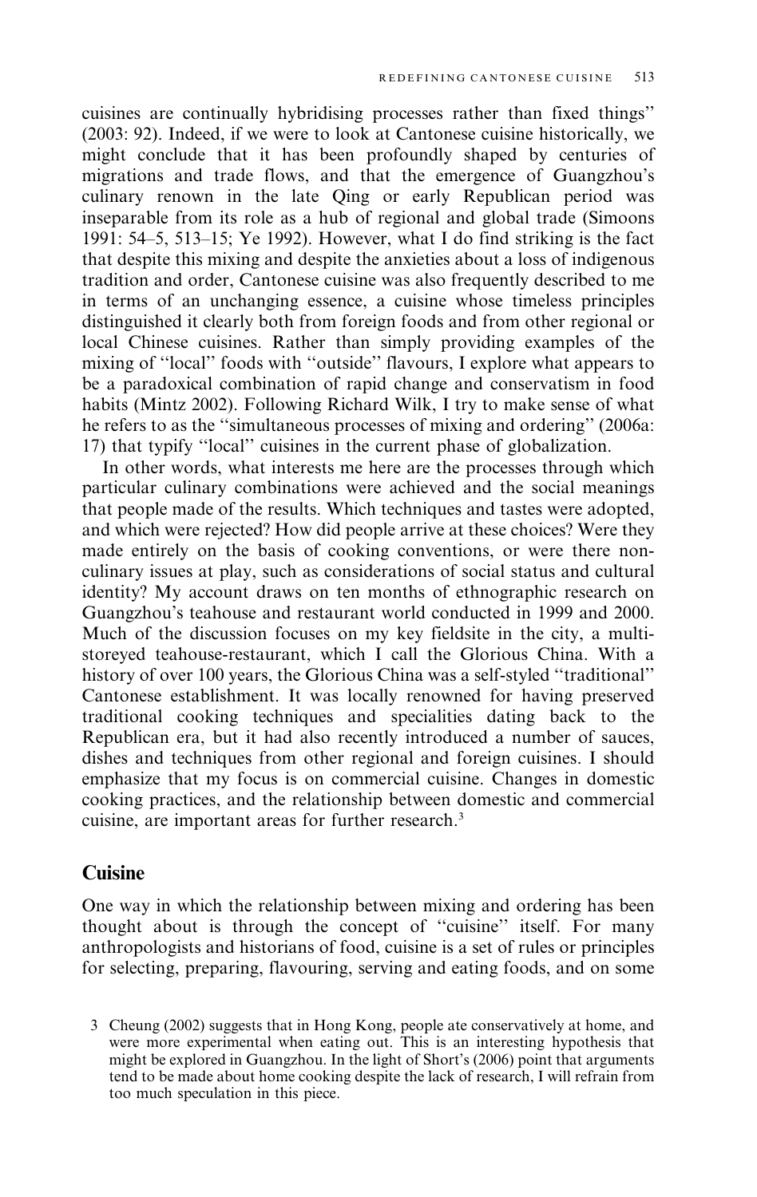cuisines are continually hybridising processes rather than fixed things'' (2003: 92). Indeed, if we were to look at Cantonese cuisine historically, we might conclude that it has been profoundly shaped by centuries of migrations and trade flows, and that the emergence of Guangzhou's culinary renown in the late Qing or early Republican period was inseparable from its role as a hub of regional and global trade (Simoons 1991: 54–5, 513–15; Ye 1992). However, what I do find striking is the fact that despite this mixing and despite the anxieties about a loss of indigenous tradition and order, Cantonese cuisine was also frequently described to me in terms of an unchanging essence, a cuisine whose timeless principles distinguished it clearly both from foreign foods and from other regional or local Chinese cuisines. Rather than simply providing examples of the mixing of ''local'' foods with ''outside'' flavours, I explore what appears to be a paradoxical combination of rapid change and conservatism in food habits (Mintz 2002). Following Richard Wilk, I try to make sense of what he refers to as the ''simultaneous processes of mixing and ordering'' (2006a: 17) that typify ''local'' cuisines in the current phase of globalization.

In other words, what interests me here are the processes through which particular culinary combinations were achieved and the social meanings that people made of the results. Which techniques and tastes were adopted, and which were rejected? How did people arrive at these choices? Were they made entirely on the basis of cooking conventions, or were there non-culinary issues at play, such as considerations of social status and cultural identity? My account draws on ten months of ethnographic research on Guangzhou's teahouse and restaurant world conducted in 1999 and 2000. Much of the discussion focuses on my key fieldsite in the city, a multi-storeyed teahouse-restaurant, which I call the Glorious China. With a history of over 100 years, the Glorious China was a self-styled ''traditional'' Cantonese establishment. It was locally renowned for having preserved traditional cooking techniques and specialities dating back to the Republican era, but it had also recently introduced a number of sauces, dishes and techniques from other regional and foreign cuisines. I should emphasize that my focus is on commercial cuisine. Changes in domestic cooking practices, and the relationship between domestic and commercial cuisine, are important areas for further research.[3]

## Cuisine

One way in which the relationship between mixing and ordering has been thought about is through the concept of ''cuisine'' itself. For many anthropologists and historians of food, cuisine is a set of rules or principles for selecting, preparing, flavouring, serving and eating foods, and on some

3 Cheung (2002) suggests that in Hong Kong, people ate conservatively at home, and were more experimental when eating out. This is an interesting hypothesis that might be explored in Guangzhou. In the light of Short's (2006) point that arguments tend to be made about home cooking despite the lack of research, I will refrain from too much speculation in this piece.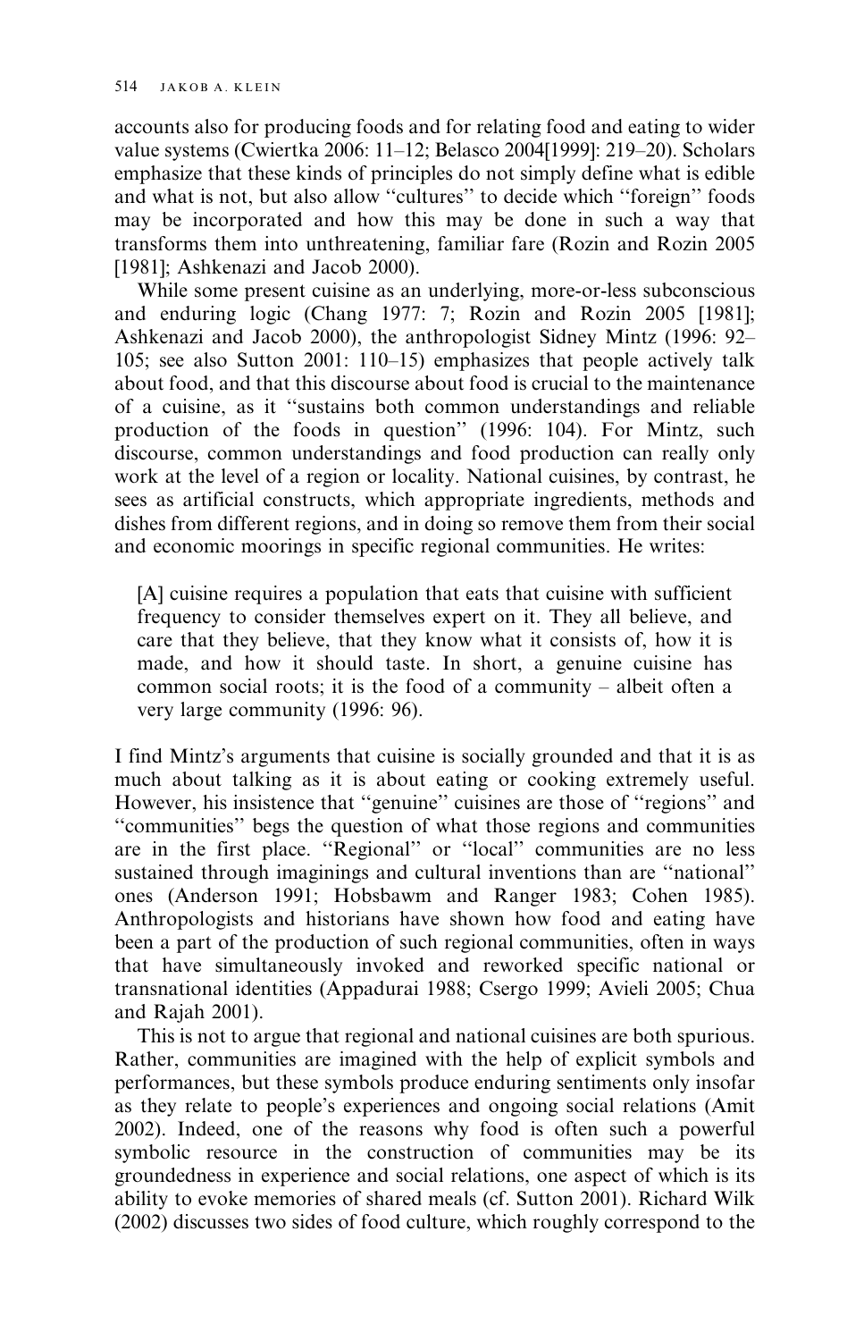accounts also for producing foods and for relating food and eating to wider value systems (Cwiertka 2006: 11–12; Belasco 2004[1999]: 219–20). Scholars emphasize that these kinds of principles do not simply define what is edible and what is not, but also allow ''cultures'' to decide which ''foreign'' foods may be incorporated and how this may be done in such a way that transforms them into unthreatening, familiar fare (Rozin and Rozin 2005 [1981]; Ashkenazi and Jacob 2000).

While some present cuisine as an underlying, more-or-less subconscious and enduring logic (Chang 1977: 7; Rozin and Rozin 2005 [1981]; Ashkenazi and Jacob 2000), the anthropologist Sidney Mintz (1996: 92–105; see also Sutton 2001: 110–15) emphasizes that people actively talk about food, and that this discourse about food is crucial to the maintenance of a cuisine, as it ''sustains both common understandings and reliable production of the foods in question'' (1996: 104). For Mintz, such discourse, common understandings and food production can really only work at the level of a region or locality. National cuisines, by contrast, he sees as artificial constructs, which appropriate ingredients, methods and dishes from different regions, and in doing so remove them from their social and economic moorings in specific regional communities. He writes:

> [A] cuisine requires a population that eats that cuisine with sufficient frequency to consider themselves expert on it. They all believe, and care that they believe, that they know what it consists of, how it is made, and how it should taste. In short, a genuine cuisine has common social roots; it is the food of a community – albeit often a very large community (1996: 96).

I find Mintz's arguments that cuisine is socially grounded and that it is as much about talking as it is about eating or cooking extremely useful. However, his insistence that ''genuine'' cuisines are those of ''regions'' and ''communities'' begs the question of what those regions and communities are in the first place. ''Regional'' or ''local'' communities are no less sustained through imaginings and cultural inventions than are ''national'' ones (Anderson 1991; Hobsbawm and Ranger 1983; Cohen 1985). Anthropologists and historians have shown how food and eating have been a part of the production of such regional communities, often in ways that have simultaneously invoked and reworked specific national or transnational identities (Appadurai 1988; Csergo 1999; Avieli 2005; Chua and Rajah 2001).

This is not to argue that regional and national cuisines are both spurious. Rather, communities are imagined with the help of explicit symbols and performances, but these symbols produce enduring sentiments only insofar as they relate to people's experiences and ongoing social relations (Amit 2002). Indeed, one of the reasons why food is often such a powerful symbolic resource in the construction of communities may be its groundedness in experience and social relations, one aspect of which is its ability to evoke memories of shared meals (cf. Sutton 2001). Richard Wilk (2002) discusses two sides of food culture, which roughly correspond to the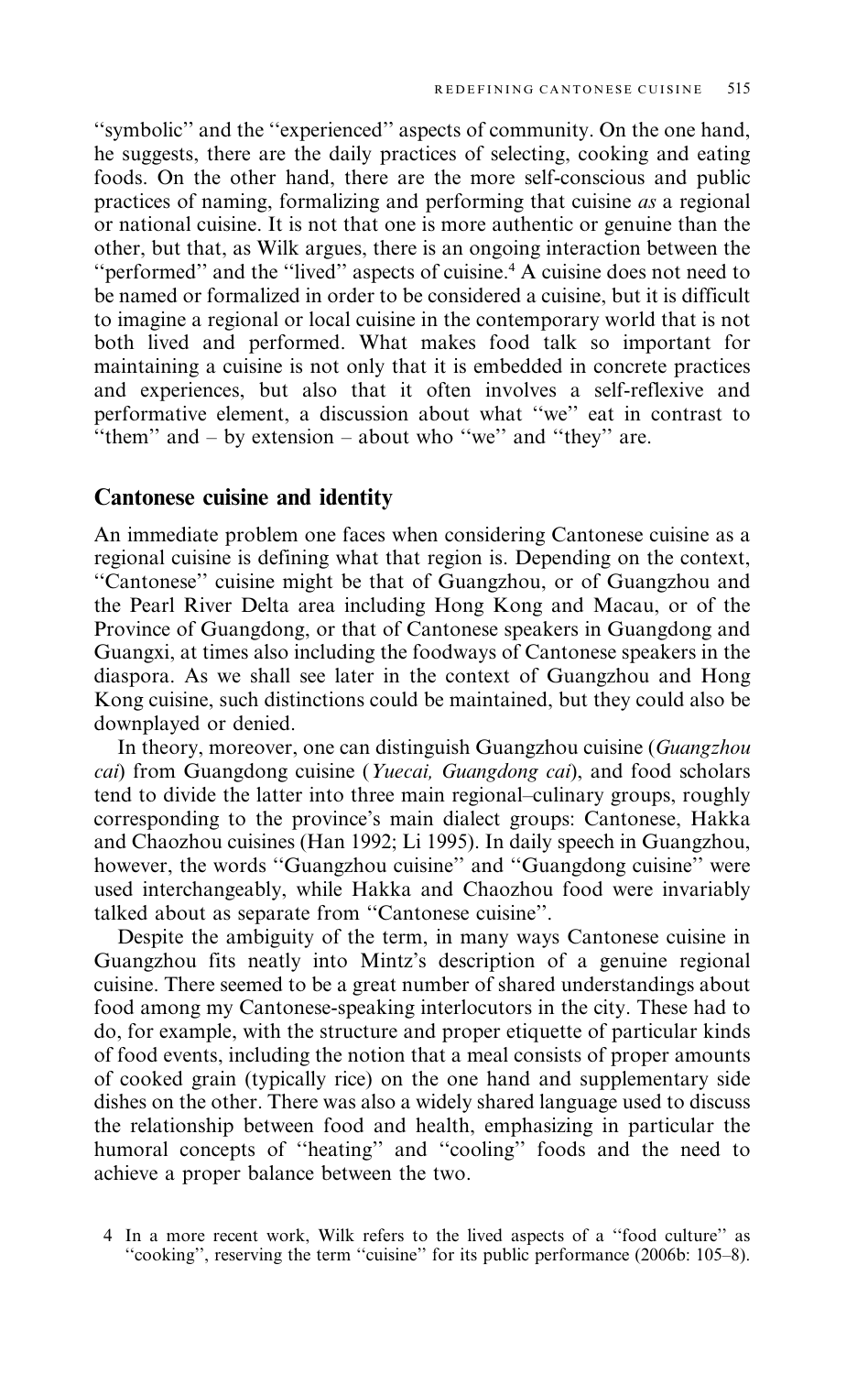"symbolic" and the "experienced" aspects of community. On the one hand, he suggests, there are the daily practices of selecting, cooking and eating foods. On the other hand, there are the more self-conscious and public practices of naming, formalizing and performing that cuisine *as* a regional or national cuisine. It is not that one is more authentic or genuine than the other, but that, as Wilk argues, there is an ongoing interaction between the "performed" and the "lived" aspects of cuisine.[4] A cuisine does not need to be named or formalized in order to be considered a cuisine, but it is difficult to imagine a regional or local cuisine in the contemporary world that is not both lived and performed. What makes food talk so important for maintaining a cuisine is not only that it is embedded in concrete practices and experiences, but also that it often involves a self-reflexive and performative element, a discussion about what "we" eat in contrast to "them" and – by extension – about who "we" and "they" are.

## Cantonese cuisine and identity

An immediate problem one faces when considering Cantonese cuisine as a regional cuisine is defining what that region is. Depending on the context, "Cantonese" cuisine might be that of Guangzhou, or of Guangzhou and the Pearl River Delta area including Hong Kong and Macau, or of the Province of Guangdong, or that of Cantonese speakers in Guangdong and Guangxi, at times also including the foodways of Cantonese speakers in the diaspora. As we shall see later in the context of Guangzhou and Hong Kong cuisine, such distinctions could be maintained, but they could also be downplayed or denied.

In theory, moreover, one can distinguish Guangzhou cuisine (*Guangzhou cai*) from Guangdong cuisine (*Yuecai, Guangdong cai*), and food scholars tend to divide the latter into three main regional–culinary groups, roughly corresponding to the province's main dialect groups: Cantonese, Hakka and Chaozhou cuisines (Han 1992; Li 1995). In daily speech in Guangzhou, however, the words "Guangzhou cuisine" and "Guangdong cuisine" were used interchangeably, while Hakka and Chaozhou food were invariably talked about as separate from "Cantonese cuisine".

Despite the ambiguity of the term, in many ways Cantonese cuisine in Guangzhou fits neatly into Mintz's description of a genuine regional cuisine. There seemed to be a great number of shared understandings about food among my Cantonese-speaking interlocutors in the city. These had to do, for example, with the structure and proper etiquette of particular kinds of food events, including the notion that a meal consists of proper amounts of cooked grain (typically rice) on the one hand and supplementary side dishes on the other. There was also a widely shared language used to discuss the relationship between food and health, emphasizing in particular the humoral concepts of "heating" and "cooling" foods and the need to achieve a proper balance between the two.

4 In a more recent work, Wilk refers to the lived aspects of a "food culture" as "cooking", reserving the term "cuisine" for its public performance (2006b: 105–8).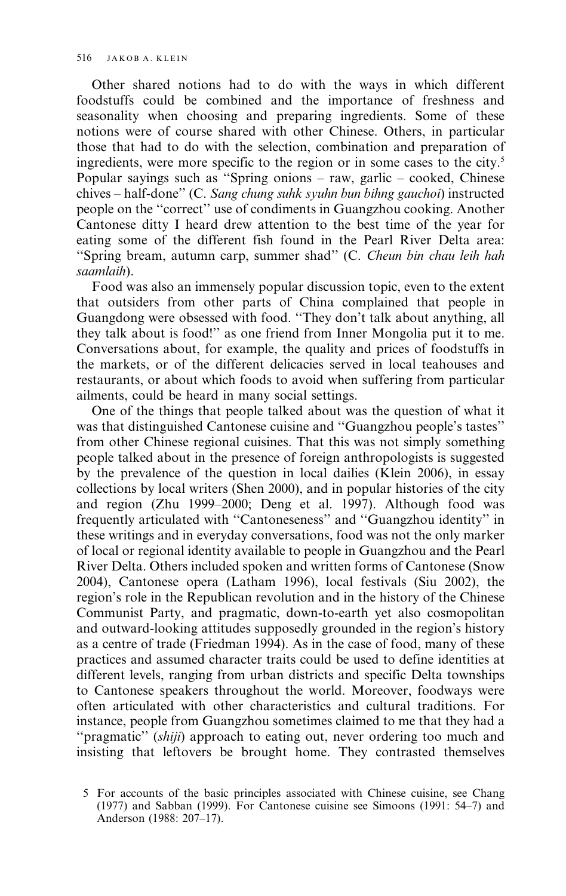Other shared notions had to do with the ways in which different foodstuffs could be combined and the importance of freshness and seasonality when choosing and preparing ingredients. Some of these notions were of course shared with other Chinese. Others, in particular those that had to do with the selection, combination and preparation of ingredients, were more specific to the region or in some cases to the city.[5] Popular sayings such as "Spring onions – raw, garlic – cooked, Chinese chives – half-done" (C. *Sang chung suhk syuhn bun bihng gauchoi*) instructed people on the "correct" use of condiments in Guangzhou cooking. Another Cantonese ditty I heard drew attention to the best time of the year for eating some of the different fish found in the Pearl River Delta area: "Spring bream, autumn carp, summer shad" (C. *Cheun bin chau leih hah saamlaih*).

Food was also an immensely popular discussion topic, even to the extent that outsiders from other parts of China complained that people in Guangdong were obsessed with food. "They don't talk about anything, all they talk about is food!" as one friend from Inner Mongolia put it to me. Conversations about, for example, the quality and prices of foodstuffs in the markets, or of the different delicacies served in local teahouses and restaurants, or about which foods to avoid when suffering from particular ailments, could be heard in many social settings.

One of the things that people talked about was the question of what it was that distinguished Cantonese cuisine and "Guangzhou people's tastes" from other Chinese regional cuisines. That this was not simply something people talked about in the presence of foreign anthropologists is suggested by the prevalence of the question in local dailies (Klein 2006), in essay collections by local writers (Shen 2000), and in popular histories of the city and region (Zhu 1999–2000; Deng et al. 1997). Although food was frequently articulated with "Cantoneseness" and "Guangzhou identity" in these writings and in everyday conversations, food was not the only marker of local or regional identity available to people in Guangzhou and the Pearl River Delta. Others included spoken and written forms of Cantonese (Snow 2004), Cantonese opera (Latham 1996), local festivals (Siu 2002), the region's role in the Republican revolution and in the history of the Chinese Communist Party, and pragmatic, down-to-earth yet also cosmopolitan and outward-looking attitudes supposedly grounded in the region's history as a centre of trade (Friedman 1994). As in the case of food, many of these practices and assumed character traits could be used to define identities at different levels, ranging from urban districts and specific Delta townships to Cantonese speakers throughout the world. Moreover, foodways were often articulated with other characteristics and cultural traditions. For instance, people from Guangzhou sometimes claimed to me that they had a "pragmatic" (*shiji*) approach to eating out, never ordering too much and insisting that leftovers be brought home. They contrasted themselves

5 For accounts of the basic principles associated with Chinese cuisine, see Chang (1977) and Sabban (1999). For Cantonese cuisine see Simoons (1991: 54–7) and Anderson (1988: 207–17).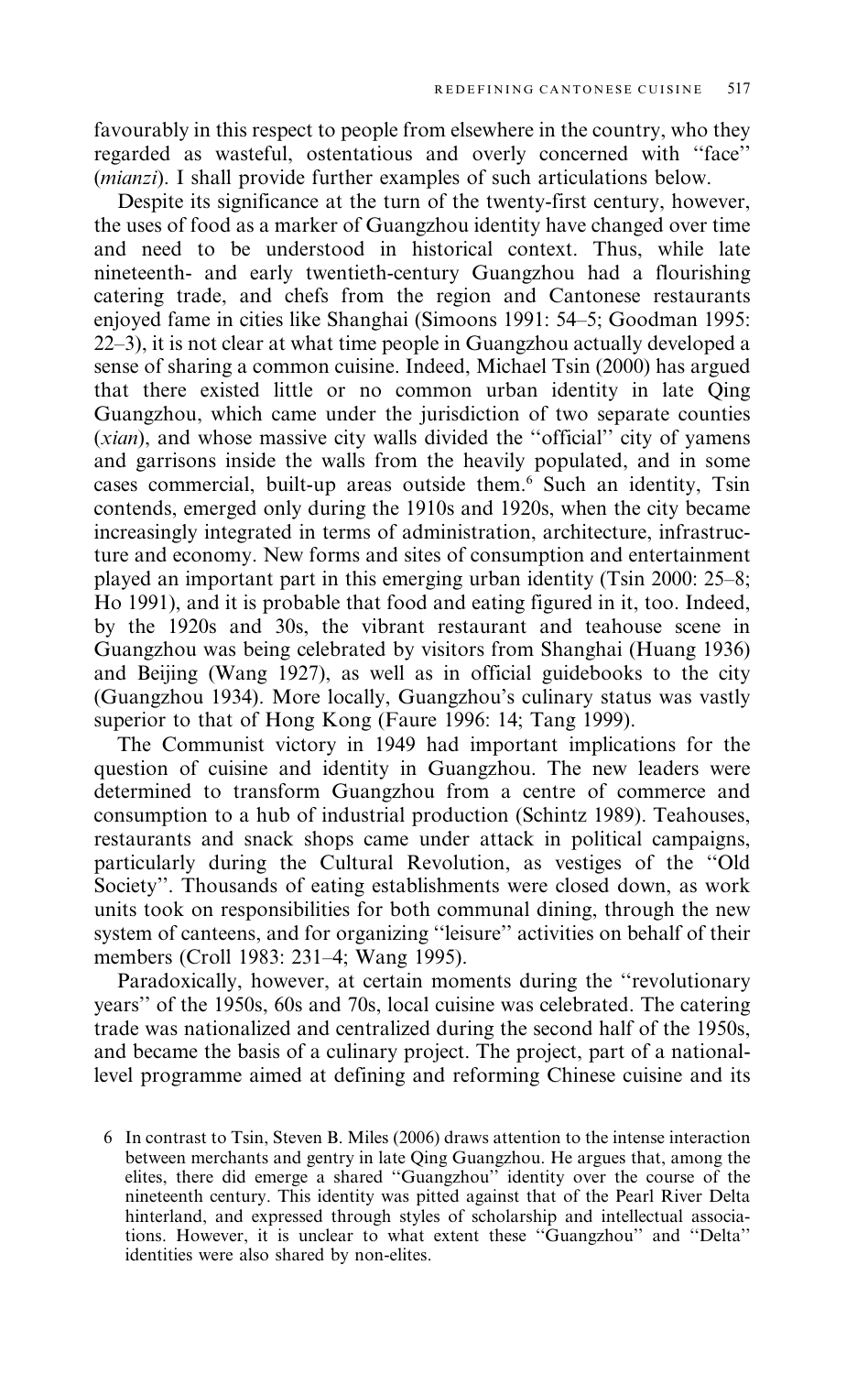favourably in this respect to people from elsewhere in the country, who they regarded as wasteful, ostentatious and overly concerned with "face" (*mianzi*). I shall provide further examples of such articulations below.

Despite its significance at the turn of the twenty-first century, however, the uses of food as a marker of Guangzhou identity have changed over time and need to be understood in historical context. Thus, while late nineteenth- and early twentieth-century Guangzhou had a flourishing catering trade, and chefs from the region and Cantonese restaurants enjoyed fame in cities like Shanghai (Simoons 1991: 54–5; Goodman 1995: 22–3), it is not clear at what time people in Guangzhou actually developed a sense of sharing a common cuisine. Indeed, Michael Tsin (2000) has argued that there existed little or no common urban identity in late Qing Guangzhou, which came under the jurisdiction of two separate counties (*xian*), and whose massive city walls divided the "official" city of yamens and garrisons inside the walls from the heavily populated, and in some cases commercial, built-up areas outside them.[6] Such an identity, Tsin contends, emerged only during the 1910s and 1920s, when the city became increasingly integrated in terms of administration, architecture, infrastructure and economy. New forms and sites of consumption and entertainment played an important part in this emerging urban identity (Tsin 2000: 25–8; Ho 1991), and it is probable that food and eating figured in it, too. Indeed, by the 1920s and 30s, the vibrant restaurant and teahouse scene in Guangzhou was being celebrated by visitors from Shanghai (Huang 1936) and Beijing (Wang 1927), as well as in official guidebooks to the city (Guangzhou 1934). More locally, Guangzhou's culinary status was vastly superior to that of Hong Kong (Faure 1996: 14; Tang 1999).

The Communist victory in 1949 had important implications for the question of cuisine and identity in Guangzhou. The new leaders were determined to transform Guangzhou from a centre of commerce and consumption to a hub of industrial production (Schintz 1989). Teahouses, restaurants and snack shops came under attack in political campaigns, particularly during the Cultural Revolution, as vestiges of the "Old Society". Thousands of eating establishments were closed down, as work units took on responsibilities for both communal dining, through the new system of canteens, and for organizing "leisure" activities on behalf of their members (Croll 1983: 231–4; Wang 1995).

Paradoxically, however, at certain moments during the "revolutionary years" of the 1950s, 60s and 70s, local cuisine was celebrated. The catering trade was nationalized and centralized during the second half of the 1950s, and became the basis of a culinary project. The project, part of a national-level programme aimed at defining and reforming Chinese cuisine and its

6 In contrast to Tsin, Steven B. Miles (2006) draws attention to the intense interaction between merchants and gentry in late Qing Guangzhou. He argues that, among the elites, there did emerge a shared "Guangzhou" identity over the course of the nineteenth century. This identity was pitted against that of the Pearl River Delta hinterland, and expressed through styles of scholarship and intellectual associations. However, it is unclear to what extent these "Guangzhou" and "Delta" identities were also shared by non-elites.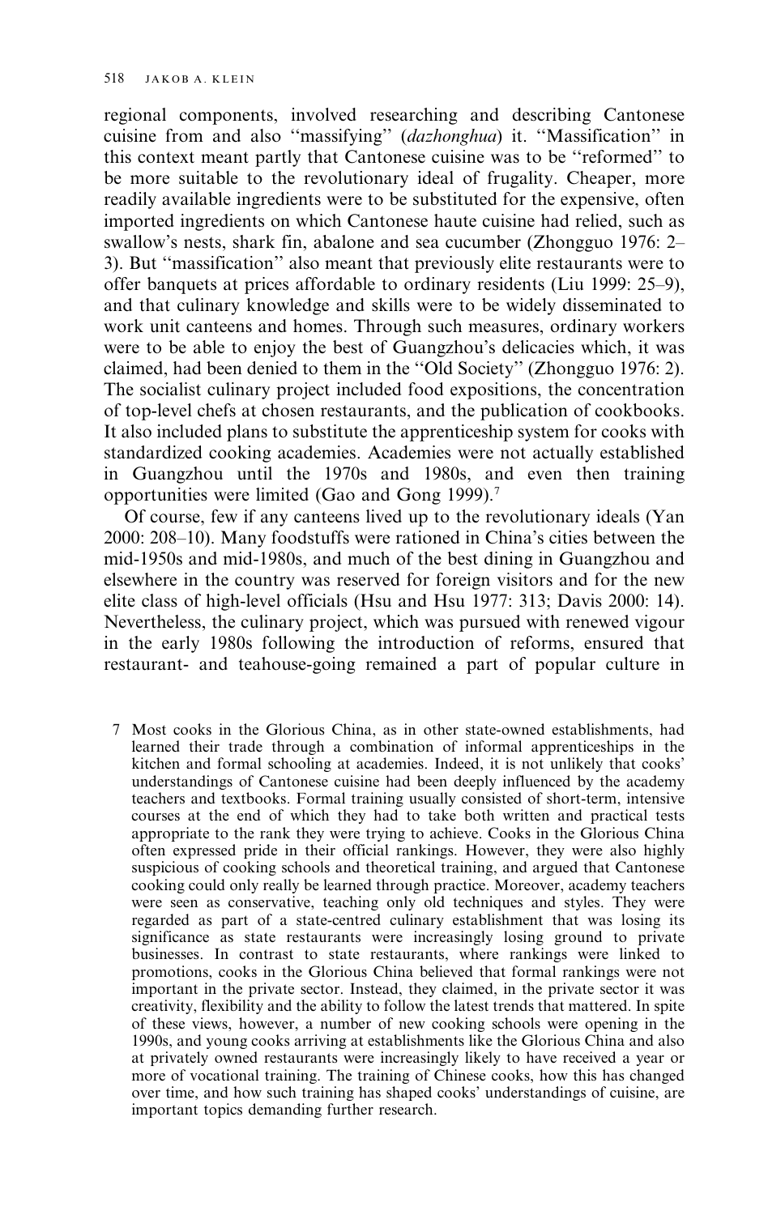regional components, involved researching and describing Cantonese cuisine from and also "massifying" (*dazhonghua*) it. "Massification" in this context meant partly that Cantonese cuisine was to be "reformed" to be more suitable to the revolutionary ideal of frugality. Cheaper, more readily available ingredients were to be substituted for the expensive, often imported ingredients on which Cantonese haute cuisine had relied, such as swallow's nests, shark fin, abalone and sea cucumber (Zhongguo 1976: 2–3). But "massification" also meant that previously elite restaurants were to offer banquets at prices affordable to ordinary residents (Liu 1999: 25–9), and that culinary knowledge and skills were to be widely disseminated to work unit canteens and homes. Through such measures, ordinary workers were to be able to enjoy the best of Guangzhou's delicacies which, it was claimed, had been denied to them in the "Old Society" (Zhongguo 1976: 2). The socialist culinary project included food expositions, the concentration of top-level chefs at chosen restaurants, and the publication of cookbooks. It also included plans to substitute the apprenticeship system for cooks with standardized cooking academies. Academies were not actually established in Guangzhou until the 1970s and 1980s, and even then training opportunities were limited (Gao and Gong 1999).[7]

Of course, few if any canteens lived up to the revolutionary ideals (Yan 2000: 208–10). Many foodstuffs were rationed in China's cities between the mid-1950s and mid-1980s, and much of the best dining in Guangzhou and elsewhere in the country was reserved for foreign visitors and for the new elite class of high-level officials (Hsu and Hsu 1977: 313; Davis 2000: 14). Nevertheless, the culinary project, which was pursued with renewed vigour in the early 1980s following the introduction of reforms, ensured that restaurant- and teahouse-going remained a part of popular culture in

7 Most cooks in the Glorious China, as in other state-owned establishments, had learned their trade through a combination of informal apprenticeships in the kitchen and formal schooling at academies. Indeed, it is not unlikely that cooks' understandings of Cantonese cuisine had been deeply influenced by the academy teachers and textbooks. Formal training usually consisted of short-term, intensive courses at the end of which they had to take both written and practical tests appropriate to the rank they were trying to achieve. Cooks in the Glorious China often expressed pride in their official rankings. However, they were also highly suspicious of cooking schools and theoretical training, and argued that Cantonese cooking could only really be learned through practice. Moreover, academy teachers were seen as conservative, teaching only old techniques and styles. They were regarded as part of a state-centred culinary establishment that was losing its significance as state restaurants were increasingly losing ground to private businesses. In contrast to state restaurants, where rankings were linked to promotions, cooks in the Glorious China believed that formal rankings were not important in the private sector. Instead, they claimed, in the private sector it was creativity, flexibility and the ability to follow the latest trends that mattered. In spite of these views, however, a number of new cooking schools were opening in the 1990s, and young cooks arriving at establishments like the Glorious China and also at privately owned restaurants were increasingly likely to have received a year or more of vocational training. The training of Chinese cooks, how this has changed over time, and how such training has shaped cooks' understandings of cuisine, are important topics demanding further research.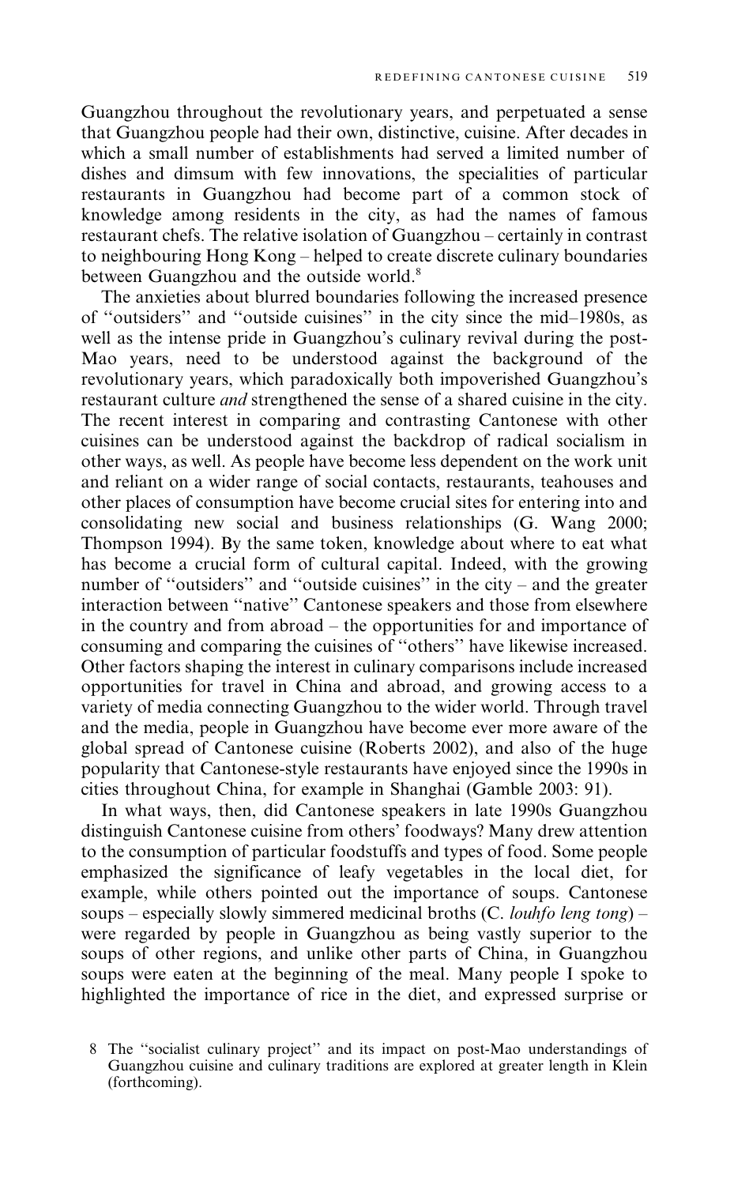Guangzhou throughout the revolutionary years, and perpetuated a sense that Guangzhou people had their own, distinctive, cuisine. After decades in which a small number of establishments had served a limited number of dishes and dimsum with few innovations, the specialities of particular restaurants in Guangzhou had become part of a common stock of knowledge among residents in the city, as had the names of famous restaurant chefs. The relative isolation of Guangzhou – certainly in contrast to neighbouring Hong Kong – helped to create discrete culinary boundaries between Guangzhou and the outside world.[8]

The anxieties about blurred boundaries following the increased presence of "outsiders" and "outside cuisines" in the city since the mid–1980s, as well as the intense pride in Guangzhou's culinary revival during the post-Mao years, need to be understood against the background of the revolutionary years, which paradoxically both impoverished Guangzhou's restaurant culture *and* strengthened the sense of a shared cuisine in the city. The recent interest in comparing and contrasting Cantonese with other cuisines can be understood against the backdrop of radical socialism in other ways, as well. As people have become less dependent on the work unit and reliant on a wider range of social contacts, restaurants, teahouses and other places of consumption have become crucial sites for entering into and consolidating new social and business relationships (G. Wang 2000; Thompson 1994). By the same token, knowledge about where to eat what has become a crucial form of cultural capital. Indeed, with the growing number of "outsiders" and "outside cuisines" in the city – and the greater interaction between "native" Cantonese speakers and those from elsewhere in the country and from abroad – the opportunities for and importance of consuming and comparing the cuisines of "others" have likewise increased. Other factors shaping the interest in culinary comparisons include increased opportunities for travel in China and abroad, and growing access to a variety of media connecting Guangzhou to the wider world. Through travel and the media, people in Guangzhou have become ever more aware of the global spread of Cantonese cuisine (Roberts 2002), and also of the huge popularity that Cantonese-style restaurants have enjoyed since the 1990s in cities throughout China, for example in Shanghai (Gamble 2003: 91).

In what ways, then, did Cantonese speakers in late 1990s Guangzhou distinguish Cantonese cuisine from others' foodways? Many drew attention to the consumption of particular foodstuffs and types of food. Some people emphasized the significance of leafy vegetables in the local diet, for example, while others pointed out the importance of soups. Cantonese soups – especially slowly simmered medicinal broths (C. *louhfo leng tong*) – were regarded by people in Guangzhou as being vastly superior to the soups of other regions, and unlike other parts of China, in Guangzhou soups were eaten at the beginning of the meal. Many people I spoke to highlighted the importance of rice in the diet, and expressed surprise or

8 The "socialist culinary project" and its impact on post-Mao understandings of Guangzhou cuisine and culinary traditions are explored at greater length in Klein (forthcoming).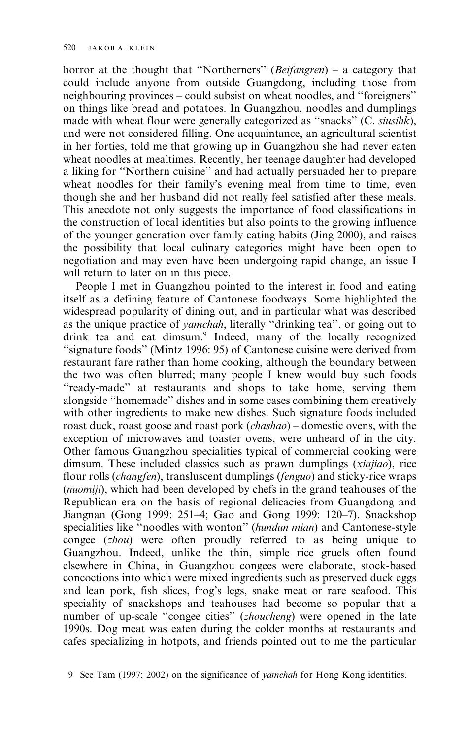horror at the thought that "Northerners" (*Beifangren*) – a category that could include anyone from outside Guangdong, including those from neighbouring provinces – could subsist on wheat noodles, and "foreigners" on things like bread and potatoes. In Guangzhou, noodles and dumplings made with wheat flour were generally categorized as "snacks" (C. *siusihk*), and were not considered filling. One acquaintance, an agricultural scientist in her forties, told me that growing up in Guangzhou she had never eaten wheat noodles at mealtimes. Recently, her teenage daughter had developed a liking for "Northern cuisine" and had actually persuaded her to prepare wheat noodles for their family's evening meal from time to time, even though she and her husband did not really feel satisfied after these meals. This anecdote not only suggests the importance of food classifications in the construction of local identities but also points to the growing influence of the younger generation over family eating habits (Jing 2000), and raises the possibility that local culinary categories might have been open to negotiation and may even have been undergoing rapid change, an issue I will return to later on in this piece.

People I met in Guangzhou pointed to the interest in food and eating itself as a defining feature of Cantonese foodways. Some highlighted the widespread popularity of dining out, and in particular what was described as the unique practice of *yamchah*, literally "drinking tea", or going out to drink tea and eat dimsum.[9] Indeed, many of the locally recognized "signature foods" (Mintz 1996: 95) of Cantonese cuisine were derived from restaurant fare rather than home cooking, although the boundary between the two was often blurred; many people I knew would buy such foods "ready-made" at restaurants and shops to take home, serving them alongside "homemade" dishes and in some cases combining them creatively with other ingredients to make new dishes. Such signature foods included roast duck, roast goose and roast pork (*chashao*) – domestic ovens, with the exception of microwaves and toaster ovens, were unheard of in the city. Other famous Guangzhou specialities typical of commercial cooking were dimsum. These included classics such as prawn dumplings (*xiajiao*), rice flour rolls (*changfen*), transluscent dumplings (*fenguo*) and sticky-rice wraps (*nuomiji*), which had been developed by chefs in the grand teahouses of the Republican era on the basis of regional delicacies from Guangdong and Jiangnan (Gong 1999: 251–4; Gao and Gong 1999: 120–7). Snackshop specialities like "noodles with wonton" (*hundun mian*) and Cantonese-style congee (*zhou*) were often proudly referred to as being unique to Guangzhou. Indeed, unlike the thin, simple rice gruels often found elsewhere in China, in Guangzhou congees were elaborate, stock-based concoctions into which were mixed ingredients such as preserved duck eggs and lean pork, fish slices, frog's legs, snake meat or rare seafood. This speciality of snackshops and teahouses had become so popular that a number of up-scale "congee cities" (*zhoucheng*) were opened in the late 1990s. Dog meat was eaten during the colder months at restaurants and cafes specializing in hotpots, and friends pointed out to me the particular

9 See Tam (1997; 2002) on the significance of *yamchah* for Hong Kong identities.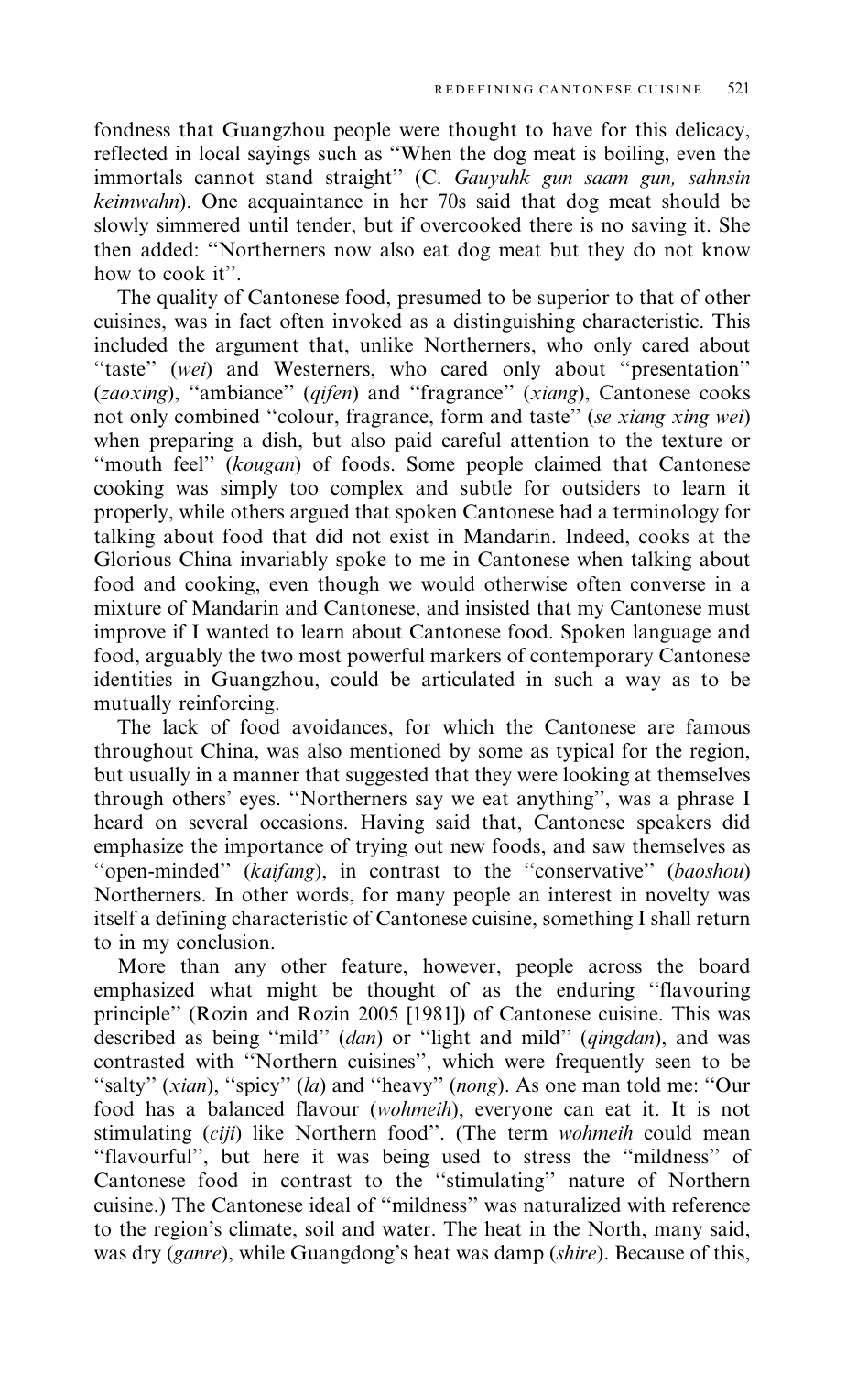fondness that Guangzhou people were thought to have for this delicacy, reflected in local sayings such as ''When the dog meat is boiling, even the immortals cannot stand straight'' (C. *Gauyuhk gun saam gun, sahnsin keimwahn*). One acquaintance in her 70s said that dog meat should be slowly simmered until tender, but if overcooked there is no saving it. She then added: ''Northerners now also eat dog meat but they do not know how to cook it''.

The quality of Cantonese food, presumed to be superior to that of other cuisines, was in fact often invoked as a distinguishing characteristic. This included the argument that, unlike Northerners, who only cared about ''taste'' (*wei*) and Westerners, who cared only about ''presentation'' (*zaoxing*), ''ambiance'' (*qifen*) and ''fragrance'' (*xiang*), Cantonese cooks not only combined ''colour, fragrance, form and taste'' (*se xiang xing wei*) when preparing a dish, but also paid careful attention to the texture or ''mouth feel'' (*kougan*) of foods. Some people claimed that Cantonese cooking was simply too complex and subtle for outsiders to learn it properly, while others argued that spoken Cantonese had a terminology for talking about food that did not exist in Mandarin. Indeed, cooks at the Glorious China invariably spoke to me in Cantonese when talking about food and cooking, even though we would otherwise often converse in a mixture of Mandarin and Cantonese, and insisted that my Cantonese must improve if I wanted to learn about Cantonese food. Spoken language and food, arguably the two most powerful markers of contemporary Cantonese identities in Guangzhou, could be articulated in such a way as to be mutually reinforcing.

The lack of food avoidances, for which the Cantonese are famous throughout China, was also mentioned by some as typical for the region, but usually in a manner that suggested that they were looking at themselves through others' eyes. ''Northerners say we eat anything'', was a phrase I heard on several occasions. Having said that, Cantonese speakers did emphasize the importance of trying out new foods, and saw themselves as ''open-minded'' (*kaifang*), in contrast to the ''conservative'' (*baoshou*) Northerners. In other words, for many people an interest in novelty was itself a defining characteristic of Cantonese cuisine, something I shall return to in my conclusion.

More than any other feature, however, people across the board emphasized what might be thought of as the enduring ''flavouring principle'' (Rozin and Rozin 2005 [1981]) of Cantonese cuisine. This was described as being ''mild'' (*dan*) or ''light and mild'' (*qingdan*), and was contrasted with ''Northern cuisines'', which were frequently seen to be ''salty'' (*xian*), ''spicy'' (*la*) and ''heavy'' (*nong*). As one man told me: ''Our food has a balanced flavour (*wohmeih*), everyone can eat it. It is not stimulating (*ciji*) like Northern food''. (The term *wohmeih* could mean ''flavourful'', but here it was being used to stress the ''mildness'' of Cantonese food in contrast to the ''stimulating'' nature of Northern cuisine.) The Cantonese ideal of ''mildness'' was naturalized with reference to the region's climate, soil and water. The heat in the North, many said, was dry (*ganre*), while Guangdong's heat was damp (*shire*). Because of this,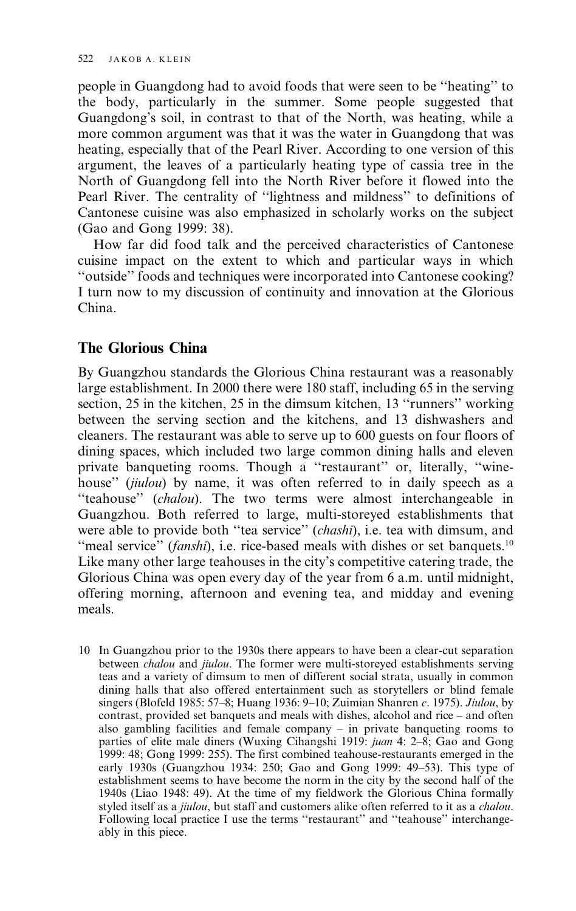people in Guangdong had to avoid foods that were seen to be "heating" to the body, particularly in the summer. Some people suggested that Guangdong's soil, in contrast to that of the North, was heating, while a more common argument was that it was the water in Guangdong that was heating, especially that of the Pearl River. According to one version of this argument, the leaves of a particularly heating type of cassia tree in the North of Guangdong fell into the North River before it flowed into the Pearl River. The centrality of "lightness and mildness" to definitions of Cantonese cuisine was also emphasized in scholarly works on the subject (Gao and Gong 1999: 38).

How far did food talk and the perceived characteristics of Cantonese cuisine impact on the extent to which and particular ways in which "outside" foods and techniques were incorporated into Cantonese cooking? I turn now to my discussion of continuity and innovation at the Glorious China.

## The Glorious China

By Guangzhou standards the Glorious China restaurant was a reasonably large establishment. In 2000 there were 180 staff, including 65 in the serving section, 25 in the kitchen, 25 in the dimsum kitchen, 13 "runners" working between the serving section and the kitchens, and 13 dishwashers and cleaners. The restaurant was able to serve up to 600 guests on four floors of dining spaces, which included two large common dining halls and eleven private banqueting rooms. Though a "restaurant" or, literally, "wine-house" (*jiulou*) by name, it was often referred to in daily speech as a "teahouse" (*chalou*). The two terms were almost interchangeable in Guangzhou. Both referred to large, multi-storeyed establishments that were able to provide both "tea service" (*chashi*), i.e. tea with dimsum, and "meal service" (*fanshi*), i.e. rice-based meals with dishes or set banquets.[10] Like many other large teahouses in the city's competitive catering trade, the Glorious China was open every day of the year from 6 a.m. until midnight, offering morning, afternoon and evening tea, and midday and evening meals.

10 In Guangzhou prior to the 1930s there appears to have been a clear-cut separation between *chalou* and *jiulou*. The former were multi-storeyed establishments serving teas and a variety of dimsum to men of different social strata, usually in common dining halls that also offered entertainment such as storytellers or blind female singers (Blofeld 1985: 57–8; Huang 1936: 9–10; Zuimian Shanren *c*. 1975). *Jiulou*, by contrast, provided set banquets and meals with dishes, alcohol and rice – and often also gambling facilities and female company – in private banqueting rooms to parties of elite male diners (Wuxing Cihangshi 1919: *juan* 4: 2–8; Gao and Gong 1999: 48; Gong 1999: 255). The first combined teahouse-restaurants emerged in the early 1930s (Guangzhou 1934: 250; Gao and Gong 1999: 49–53). This type of establishment seems to have become the norm in the city by the second half of the 1940s (Liao 1948: 49). At the time of my fieldwork the Glorious China formally styled itself as a *jiulou*, but staff and customers alike often referred to it as a *chalou*. Following local practice I use the terms "restaurant" and "teahouse" interchangeably in this piece.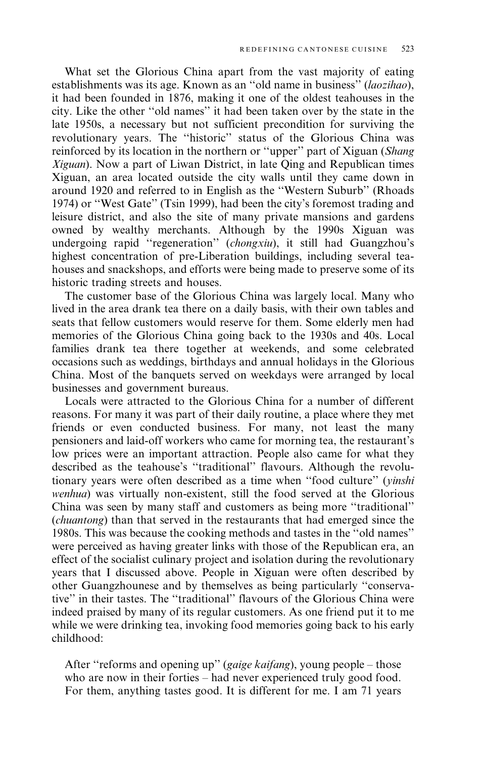What set the Glorious China apart from the vast majority of eating establishments was its age. Known as an "old name in business" (*laozihao*), it had been founded in 1876, making it one of the oldest teahouses in the city. Like the other "old names" it had been taken over by the state in the late 1950s, a necessary but not sufficient precondition for surviving the revolutionary years. The "historic" status of the Glorious China was reinforced by its location in the northern or "upper" part of Xiguan (*Shang Xiguan*). Now a part of Liwan District, in late Qing and Republican times Xiguan, an area located outside the city walls until they came down in around 1920 and referred to in English as the "Western Suburb" (Rhoads 1974) or "West Gate" (Tsin 1999), had been the city's foremost trading and leisure district, and also the site of many private mansions and gardens owned by wealthy merchants. Although by the 1990s Xiguan was undergoing rapid "regeneration" (*chongxiu*), it still had Guangzhou's highest concentration of pre-Liberation buildings, including several teahouses and snackshops, and efforts were being made to preserve some of its historic trading streets and houses.

The customer base of the Glorious China was largely local. Many who lived in the area drank tea there on a daily basis, with their own tables and seats that fellow customers would reserve for them. Some elderly men had memories of the Glorious China going back to the 1930s and 40s. Local families drank tea there together at weekends, and some celebrated occasions such as weddings, birthdays and annual holidays in the Glorious China. Most of the banquets served on weekdays were arranged by local businesses and government bureaus.

Locals were attracted to the Glorious China for a number of different reasons. For many it was part of their daily routine, a place where they met friends or even conducted business. For many, not least the many pensioners and laid-off workers who came for morning tea, the restaurant's low prices were an important attraction. People also came for what they described as the teahouse's "traditional" flavours. Although the revolutionary years were often described as a time when "food culture" (*yinshi wenhua*) was virtually non-existent, still the food served at the Glorious China was seen by many staff and customers as being more "traditional" (*chuantong*) than that served in the restaurants that had emerged since the 1980s. This was because the cooking methods and tastes in the "old names" were perceived as having greater links with those of the Republican era, an effect of the socialist culinary project and isolation during the revolutionary years that I discussed above. People in Xiguan were often described by other Guangzhounese and by themselves as being particularly "conservative" in their tastes. The "traditional" flavours of the Glorious China were indeed praised by many of its regular customers. As one friend put it to me while we were drinking tea, invoking food memories going back to his early childhood:

> After "reforms and opening up" (*gaige kaifang*), young people – those who are now in their forties – had never experienced truly good food. For them, anything tastes good. It is different for me. I am 71 years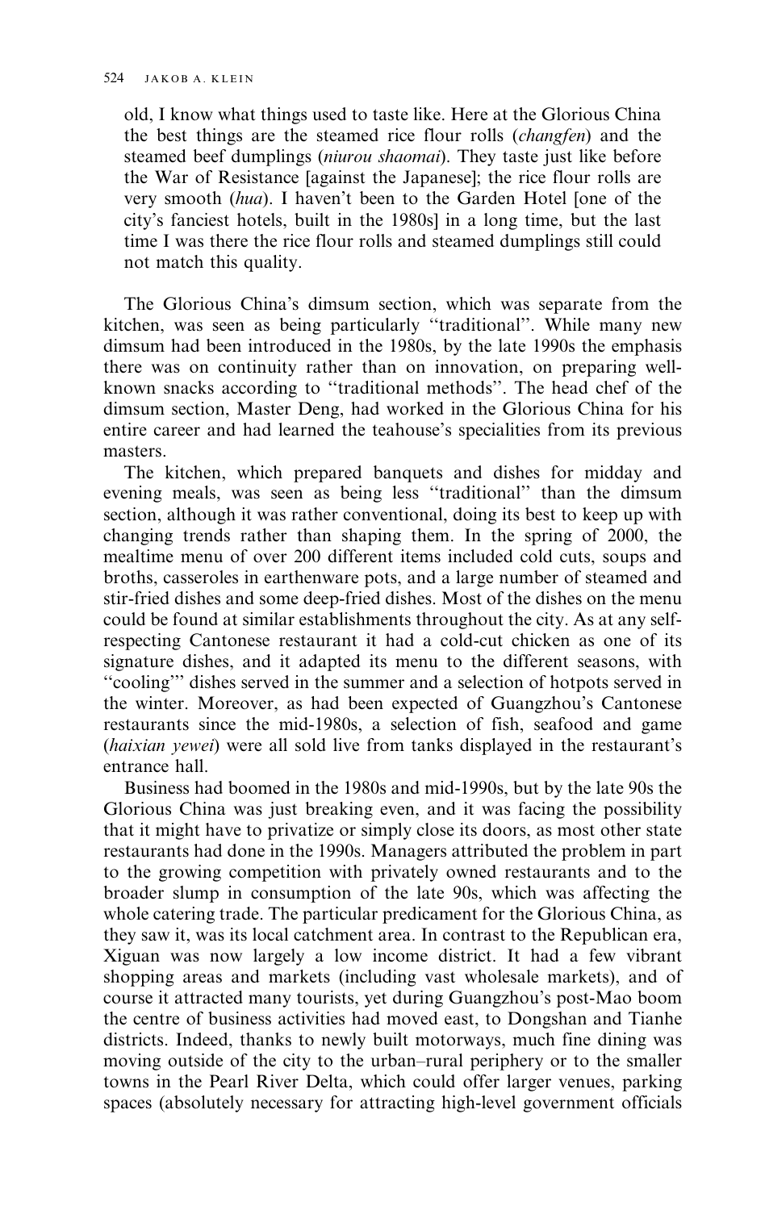old, I know what things used to taste like. Here at the Glorious China the best things are the steamed rice flour rolls (*changfen*) and the steamed beef dumplings (*niurou shaomai*). They taste just like before the War of Resistance [against the Japanese]; the rice flour rolls are very smooth (*hua*). I haven't been to the Garden Hotel [one of the city's fanciest hotels, built in the 1980s] in a long time, but the last time I was there the rice flour rolls and steamed dumplings still could not match this quality.

The Glorious China's dimsum section, which was separate from the kitchen, was seen as being particularly ''traditional''. While many new dimsum had been introduced in the 1980s, by the late 1990s the emphasis there was on continuity rather than on innovation, on preparing well-known snacks according to ''traditional methods''. The head chef of the dimsum section, Master Deng, had worked in the Glorious China for his entire career and had learned the teahouse's specialities from its previous masters.

The kitchen, which prepared banquets and dishes for midday and evening meals, was seen as being less ''traditional'' than the dimsum section, although it was rather conventional, doing its best to keep up with changing trends rather than shaping them. In the spring of 2000, the mealtime menu of over 200 different items included cold cuts, soups and broths, casseroles in earthenware pots, and a large number of steamed and stir-fried dishes and some deep-fried dishes. Most of the dishes on the menu could be found at similar establishments throughout the city. As at any self-respecting Cantonese restaurant it had a cold-cut chicken as one of its signature dishes, and it adapted its menu to the different seasons, with ''cooling''' dishes served in the summer and a selection of hotpots served in the winter. Moreover, as had been expected of Guangzhou's Cantonese restaurants since the mid-1980s, a selection of fish, seafood and game (*haixian yewei*) were all sold live from tanks displayed in the restaurant's entrance hall.

Business had boomed in the 1980s and mid-1990s, but by the late 90s the Glorious China was just breaking even, and it was facing the possibility that it might have to privatize or simply close its doors, as most other state restaurants had done in the 1990s. Managers attributed the problem in part to the growing competition with privately owned restaurants and to the broader slump in consumption of the late 90s, which was affecting the whole catering trade. The particular predicament for the Glorious China, as they saw it, was its local catchment area. In contrast to the Republican era, Xiguan was now largely a low income district. It had a few vibrant shopping areas and markets (including vast wholesale markets), and of course it attracted many tourists, yet during Guangzhou's post-Mao boom the centre of business activities had moved east, to Dongshan and Tianhe districts. Indeed, thanks to newly built motorways, much fine dining was moving outside of the city to the urban–rural periphery or to the smaller towns in the Pearl River Delta, which could offer larger venues, parking spaces (absolutely necessary for attracting high-level government officials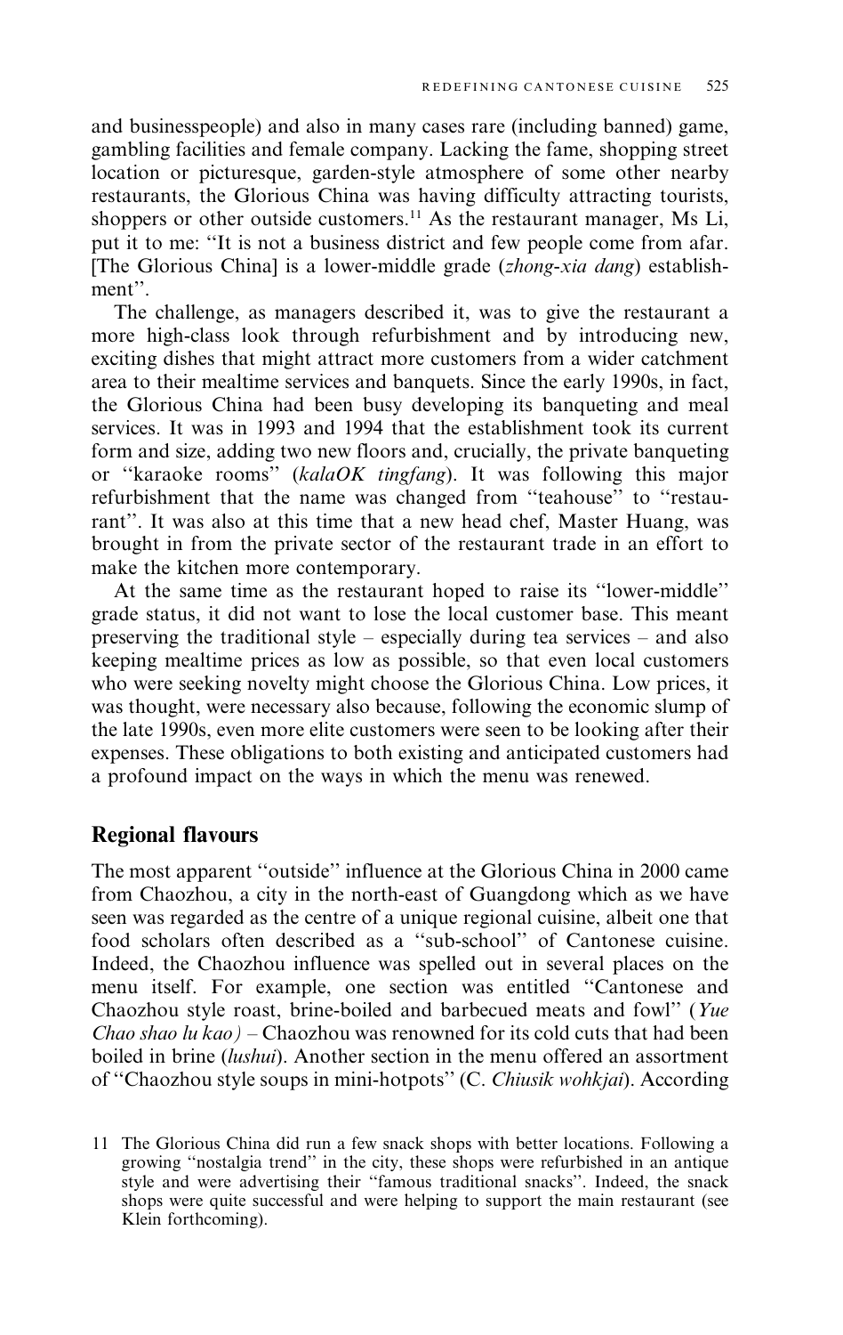and businesspeople) and also in many cases rare (including banned) game, gambling facilities and female company. Lacking the fame, shopping street location or picturesque, garden-style atmosphere of some other nearby restaurants, the Glorious China was having difficulty attracting tourists, shoppers or other outside customers.[11] As the restaurant manager, Ms Li, put it to me: "It is not a business district and few people come from afar. [The Glorious China] is a lower-middle grade (*zhong-xia dang*) establishment".

The challenge, as managers described it, was to give the restaurant a more high-class look through refurbishment and by introducing new, exciting dishes that might attract more customers from a wider catchment area to their mealtime services and banquets. Since the early 1990s, in fact, the Glorious China had been busy developing its banqueting and meal services. It was in 1993 and 1994 that the establishment took its current form and size, adding two new floors and, crucially, the private banqueting or "karaoke rooms" (*kalaOK tingfang*). It was following this major refurbishment that the name was changed from "teahouse" to "restaurant". It was also at this time that a new head chef, Master Huang, was brought in from the private sector of the restaurant trade in an effort to make the kitchen more contemporary.

At the same time as the restaurant hoped to raise its "lower-middle" grade status, it did not want to lose the local customer base. This meant preserving the traditional style – especially during tea services – and also keeping mealtime prices as low as possible, so that even local customers who were seeking novelty might choose the Glorious China. Low prices, it was thought, were necessary also because, following the economic slump of the late 1990s, even more elite customers were seen to be looking after their expenses. These obligations to both existing and anticipated customers had a profound impact on the ways in which the menu was renewed.

## Regional flavours

The most apparent "outside" influence at the Glorious China in 2000 came from Chaozhou, a city in the north-east of Guangdong which as we have seen was regarded as the centre of a unique regional cuisine, albeit one that food scholars often described as a "sub-school" of Cantonese cuisine. Indeed, the Chaozhou influence was spelled out in several places on the menu itself. For example, one section was entitled "Cantonese and Chaozhou style roast, brine-boiled and barbecued meats and fowl" (*Yue Chao shao lu kao)* – Chaozhou was renowned for its cold cuts that had been boiled in brine (*lushui*). Another section in the menu offered an assortment of "Chaozhou style soups in mini-hotpots" (C. *Chiusik wohkjai*). According

11 The Glorious China did run a few snack shops with better locations. Following a growing "nostalgia trend" in the city, these shops were refurbished in an antique style and were advertising their "famous traditional snacks". Indeed, the snack shops were quite successful and were helping to support the main restaurant (see Klein forthcoming).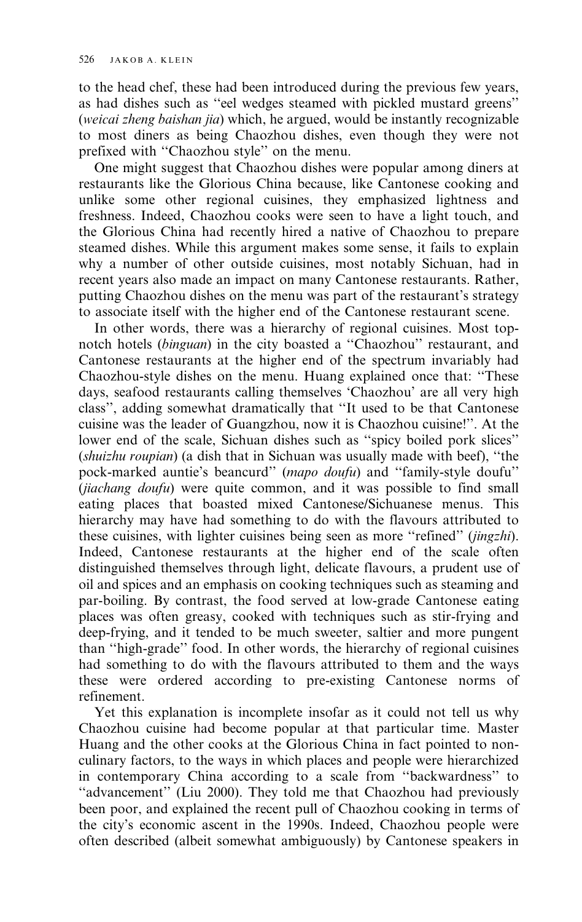to the head chef, these had been introduced during the previous few years, as had dishes such as "eel wedges steamed with pickled mustard greens" (*weicai zheng baishan jia*) which, he argued, would be instantly recognizable to most diners as being Chaozhou dishes, even though they were not prefixed with "Chaozhou style" on the menu.

One might suggest that Chaozhou dishes were popular among diners at restaurants like the Glorious China because, like Cantonese cooking and unlike some other regional cuisines, they emphasized lightness and freshness. Indeed, Chaozhou cooks were seen to have a light touch, and the Glorious China had recently hired a native of Chaozhou to prepare steamed dishes. While this argument makes some sense, it fails to explain why a number of other outside cuisines, most notably Sichuan, had in recent years also made an impact on many Cantonese restaurants. Rather, putting Chaozhou dishes on the menu was part of the restaurant's strategy to associate itself with the higher end of the Cantonese restaurant scene.

In other words, there was a hierarchy of regional cuisines. Most top-notch hotels (*binguan*) in the city boasted a "Chaozhou" restaurant, and Cantonese restaurants at the higher end of the spectrum invariably had Chaozhou-style dishes on the menu. Huang explained once that: "These days, seafood restaurants calling themselves 'Chaozhou' are all very high class", adding somewhat dramatically that "It used to be that Cantonese cuisine was the leader of Guangzhou, now it is Chaozhou cuisine!". At the lower end of the scale, Sichuan dishes such as "spicy boiled pork slices" (*shuizhu roupian*) (a dish that in Sichuan was usually made with beef), "the pock-marked auntie's beancurd" (*mapo doufu*) and "family-style doufu" (*jiachang doufu*) were quite common, and it was possible to find small eating places that boasted mixed Cantonese/Sichuanese menus. This hierarchy may have had something to do with the flavours attributed to these cuisines, with lighter cuisines being seen as more "refined" (*jingzhi*). Indeed, Cantonese restaurants at the higher end of the scale often distinguished themselves through light, delicate flavours, a prudent use of oil and spices and an emphasis on cooking techniques such as steaming and par-boiling. By contrast, the food served at low-grade Cantonese eating places was often greasy, cooked with techniques such as stir-frying and deep-frying, and it tended to be much sweeter, saltier and more pungent than "high-grade" food. In other words, the hierarchy of regional cuisines had something to do with the flavours attributed to them and the ways these were ordered according to pre-existing Cantonese norms of refinement.

Yet this explanation is incomplete insofar as it could not tell us why Chaozhou cuisine had become popular at that particular time. Master Huang and the other cooks at the Glorious China in fact pointed to non-culinary factors, to the ways in which places and people were hierarchized in contemporary China according to a scale from "backwardness" to "advancement" (Liu 2000). They told me that Chaozhou had previously been poor, and explained the recent pull of Chaozhou cooking in terms of the city's economic ascent in the 1990s. Indeed, Chaozhou people were often described (albeit somewhat ambiguously) by Cantonese speakers in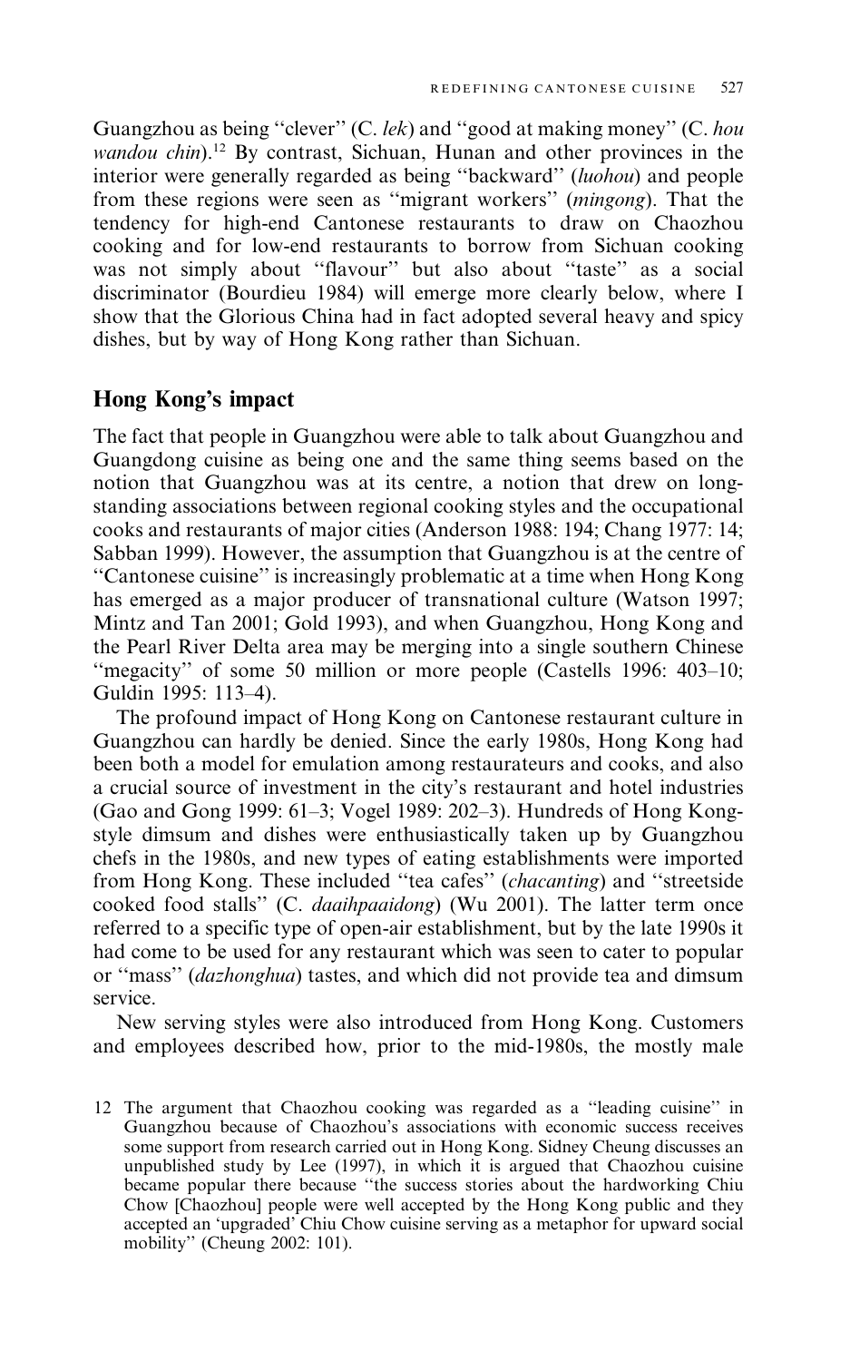Guangzhou as being "clever" (C. *lek*) and "good at making money" (C. *hou wandou chin*).[12] By contrast, Sichuan, Hunan and other provinces in the interior were generally regarded as being "backward" (*luohou*) and people from these regions were seen as "migrant workers" (*mingong*). That the tendency for high-end Cantonese restaurants to draw on Chaozhou cooking and for low-end restaurants to borrow from Sichuan cooking was not simply about "flavour" but also about "taste" as a social discriminator (Bourdieu 1984) will emerge more clearly below, where I show that the Glorious China had in fact adopted several heavy and spicy dishes, but by way of Hong Kong rather than Sichuan.

## Hong Kong's impact

The fact that people in Guangzhou were able to talk about Guangzhou and Guangdong cuisine as being one and the same thing seems based on the notion that Guangzhou was at its centre, a notion that drew on long-standing associations between regional cooking styles and the occupational cooks and restaurants of major cities (Anderson 1988: 194; Chang 1977: 14; Sabban 1999). However, the assumption that Guangzhou is at the centre of "Cantonese cuisine" is increasingly problematic at a time when Hong Kong has emerged as a major producer of transnational culture (Watson 1997; Mintz and Tan 2001; Gold 1993), and when Guangzhou, Hong Kong and the Pearl River Delta area may be merging into a single southern Chinese "megacity" of some 50 million or more people (Castells 1996: 403–10; Guldin 1995: 113–4).

The profound impact of Hong Kong on Cantonese restaurant culture in Guangzhou can hardly be denied. Since the early 1980s, Hong Kong had been both a model for emulation among restaurateurs and cooks, and also a crucial source of investment in the city's restaurant and hotel industries (Gao and Gong 1999: 61–3; Vogel 1989: 202–3). Hundreds of Hong Kong-style dimsum and dishes were enthusiastically taken up by Guangzhou chefs in the 1980s, and new types of eating establishments were imported from Hong Kong. These included "tea cafes" (*chacanting*) and "streetside cooked food stalls" (C. *daaihpaaidong*) (Wu 2001). The latter term once referred to a specific type of open-air establishment, but by the late 1990s it had come to be used for any restaurant which was seen to cater to popular or "mass" (*dazhonghua*) tastes, and which did not provide tea and dimsum service.

New serving styles were also introduced from Hong Kong. Customers and employees described how, prior to the mid-1980s, the mostly male

12 The argument that Chaozhou cooking was regarded as a "leading cuisine" in Guangzhou because of Chaozhou's associations with economic success receives some support from research carried out in Hong Kong. Sidney Cheung discusses an unpublished study by Lee (1997), in which it is argued that Chaozhou cuisine became popular there because "the success stories about the hardworking Chiu Chow [Chaozhou] people were well accepted by the Hong Kong public and they accepted an 'upgraded' Chiu Chow cuisine serving as a metaphor for upward social mobility" (Cheung 2002: 101).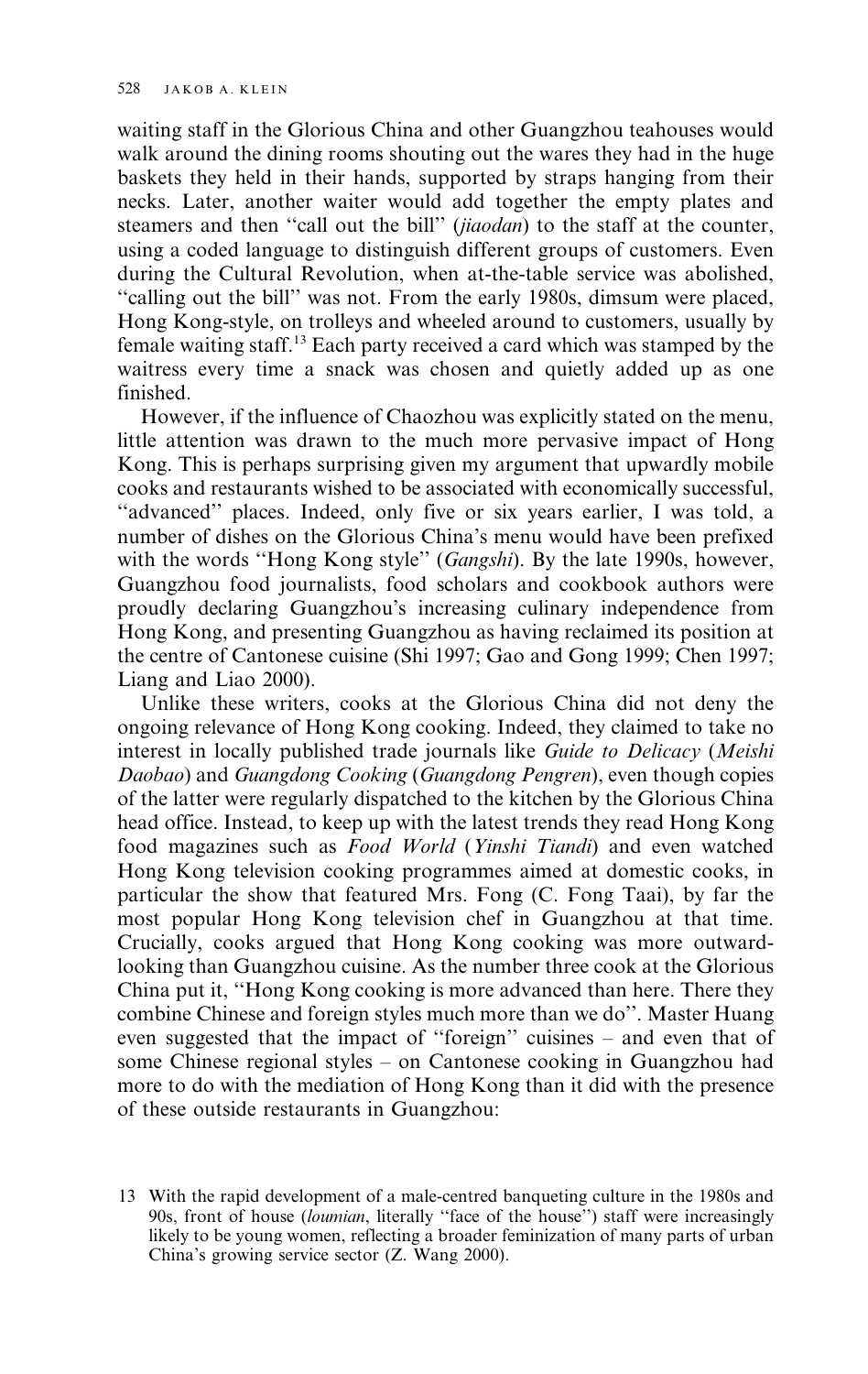waiting staff in the Glorious China and other Guangzhou teahouses would walk around the dining rooms shouting out the wares they had in the huge baskets they held in their hands, supported by straps hanging from their necks. Later, another waiter would add together the empty plates and steamers and then "call out the bill" (*jiaodan*) to the staff at the counter, using a coded language to distinguish different groups of customers. Even during the Cultural Revolution, when at-the-table service was abolished, "calling out the bill" was not. From the early 1980s, dimsum were placed, Hong Kong-style, on trolleys and wheeled around to customers, usually by female waiting staff.[13] Each party received a card which was stamped by the waitress every time a snack was chosen and quietly added up as one finished.

However, if the influence of Chaozhou was explicitly stated on the menu, little attention was drawn to the much more pervasive impact of Hong Kong. This is perhaps surprising given my argument that upwardly mobile cooks and restaurants wished to be associated with economically successful, "advanced" places. Indeed, only five or six years earlier, I was told, a number of dishes on the Glorious China's menu would have been prefixed with the words "Hong Kong style" (*Gangshi*). By the late 1990s, however, Guangzhou food journalists, food scholars and cookbook authors were proudly declaring Guangzhou's increasing culinary independence from Hong Kong, and presenting Guangzhou as having reclaimed its position at the centre of Cantonese cuisine (Shi 1997; Gao and Gong 1999; Chen 1997; Liang and Liao 2000).

Unlike these writers, cooks at the Glorious China did not deny the ongoing relevance of Hong Kong cooking. Indeed, they claimed to take no interest in locally published trade journals like *Guide to Delicacy* (*Meishi Daobao*) and *Guangdong Cooking* (*Guangdong Pengren*), even though copies of the latter were regularly dispatched to the kitchen by the Glorious China head office. Instead, to keep up with the latest trends they read Hong Kong food magazines such as *Food World* (*Yinshi Tiandi*) and even watched Hong Kong television cooking programmes aimed at domestic cooks, in particular the show that featured Mrs. Fong (C. Fong Taai), by far the most popular Hong Kong television chef in Guangzhou at that time. Crucially, cooks argued that Hong Kong cooking was more outward-looking than Guangzhou cuisine. As the number three cook at the Glorious China put it, "Hong Kong cooking is more advanced than here. There they combine Chinese and foreign styles much more than we do". Master Huang even suggested that the impact of "foreign" cuisines – and even that of some Chinese regional styles – on Cantonese cooking in Guangzhou had more to do with the mediation of Hong Kong than it did with the presence of these outside restaurants in Guangzhou:

13 With the rapid development of a male-centred banqueting culture in the 1980s and 90s, front of house (*loumian*, literally "face of the house") staff were increasingly likely to be young women, reflecting a broader feminization of many parts of urban China's growing service sector (Z. Wang 2000).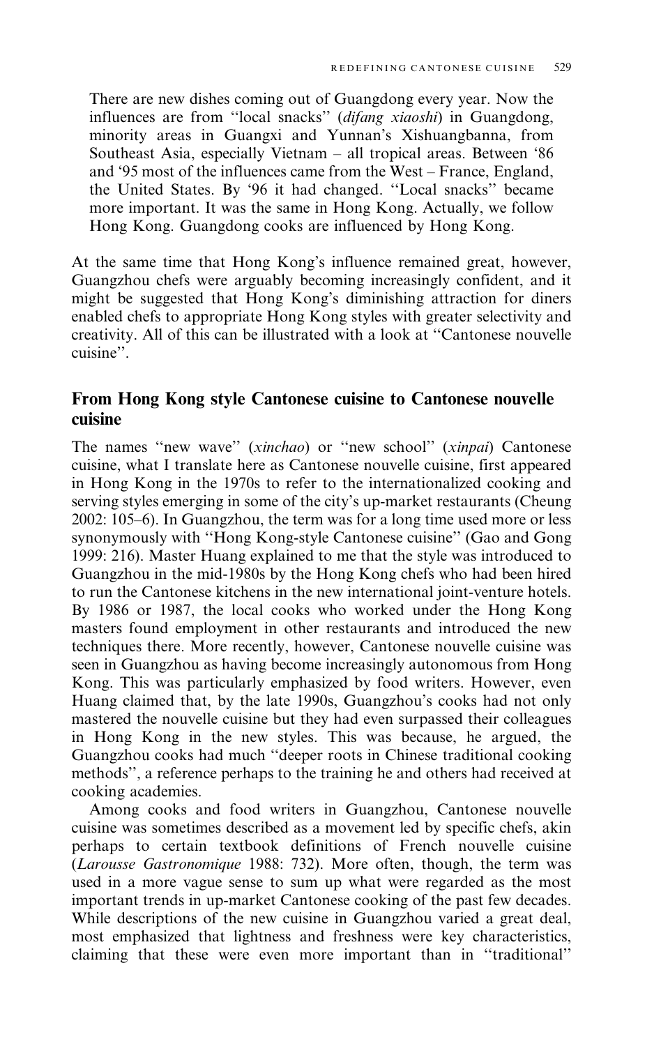> There are new dishes coming out of Guangdong every year. Now the influences are from "local snacks" (*difang xiaoshi*) in Guangdong, minority areas in Guangxi and Yunnan's Xishuangbanna, from Southeast Asia, especially Vietnam – all tropical areas. Between '86 and '95 most of the influences came from the West – France, England, the United States. By '96 it had changed. "Local snacks" became more important. It was the same in Hong Kong. Actually, we follow Hong Kong. Guangdong cooks are influenced by Hong Kong.

At the same time that Hong Kong's influence remained great, however, Guangzhou chefs were arguably becoming increasingly confident, and it might be suggested that Hong Kong's diminishing attraction for diners enabled chefs to appropriate Hong Kong styles with greater selectivity and creativity. All of this can be illustrated with a look at "Cantonese nouvelle cuisine".

## From Hong Kong style Cantonese cuisine to Cantonese nouvelle cuisine

The names "new wave" (*xinchao*) or "new school" (*xinpai*) Cantonese cuisine, what I translate here as Cantonese nouvelle cuisine, first appeared in Hong Kong in the 1970s to refer to the internationalized cooking and serving styles emerging in some of the city's up-market restaurants (Cheung 2002: 105–6). In Guangzhou, the term was for a long time used more or less synonymously with "Hong Kong-style Cantonese cuisine" (Gao and Gong 1999: 216). Master Huang explained to me that the style was introduced to Guangzhou in the mid-1980s by the Hong Kong chefs who had been hired to run the Cantonese kitchens in the new international joint-venture hotels. By 1986 or 1987, the local cooks who worked under the Hong Kong masters found employment in other restaurants and introduced the new techniques there. More recently, however, Cantonese nouvelle cuisine was seen in Guangzhou as having become increasingly autonomous from Hong Kong. This was particularly emphasized by food writers. However, even Huang claimed that, by the late 1990s, Guangzhou's cooks had not only mastered the nouvelle cuisine but they had even surpassed their colleagues in Hong Kong in the new styles. This was because, he argued, the Guangzhou cooks had much "deeper roots in Chinese traditional cooking methods", a reference perhaps to the training he and others had received at cooking academies.

Among cooks and food writers in Guangzhou, Cantonese nouvelle cuisine was sometimes described as a movement led by specific chefs, akin perhaps to certain textbook definitions of French nouvelle cuisine (*Larousse Gastronomique* 1988: 732). More often, though, the term was used in a more vague sense to sum up what were regarded as the most important trends in up-market Cantonese cooking of the past few decades. While descriptions of the new cuisine in Guangzhou varied a great deal, most emphasized that lightness and freshness were key characteristics, claiming that these were even more important than in "traditional"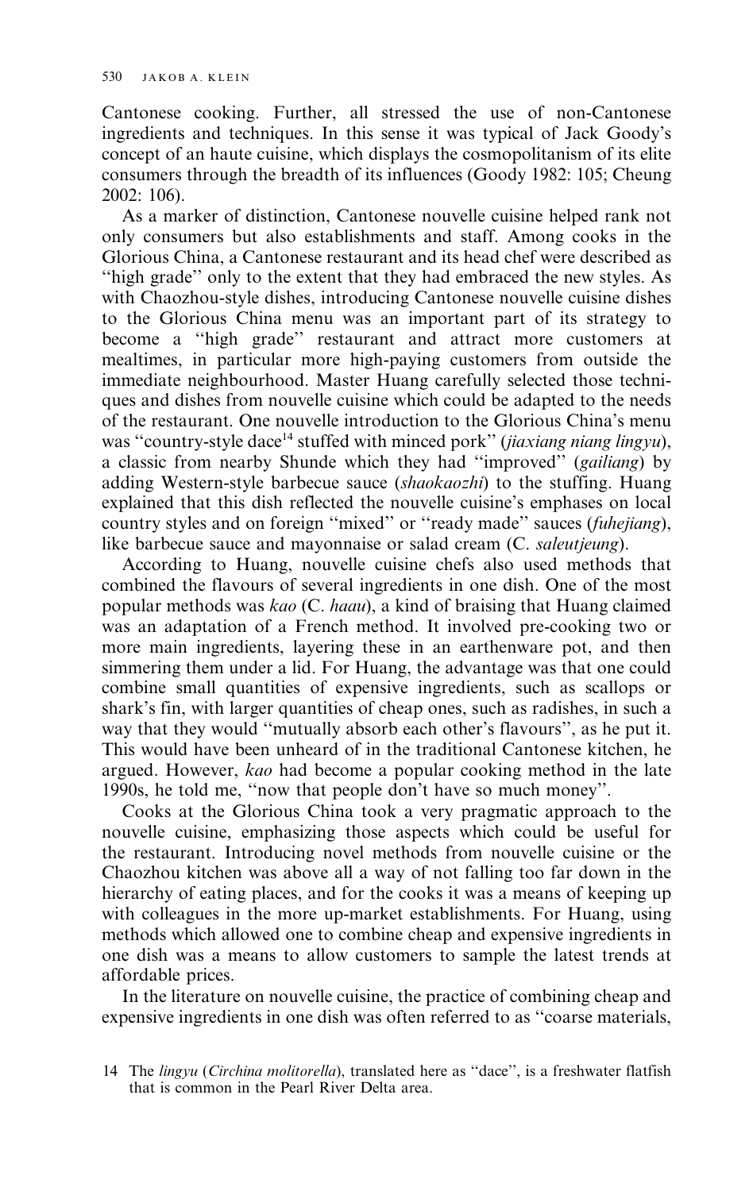Cantonese cooking. Further, all stressed the use of non-Cantonese ingredients and techniques. In this sense it was typical of Jack Goody's concept of an haute cuisine, which displays the cosmopolitanism of its elite consumers through the breadth of its influences (Goody 1982: 105; Cheung 2002: 106).

As a marker of distinction, Cantonese nouvelle cuisine helped rank not only consumers but also establishments and staff. Among cooks in the Glorious China, a Cantonese restaurant and its head chef were described as "high grade" only to the extent that they had embraced the new styles. As with Chaozhou-style dishes, introducing Cantonese nouvelle cuisine dishes to the Glorious China menu was an important part of its strategy to become a "high grade" restaurant and attract more customers at mealtimes, in particular more high-paying customers from outside the immediate neighbourhood. Master Huang carefully selected those techniques and dishes from nouvelle cuisine which could be adapted to the needs of the restaurant. One nouvelle introduction to the Glorious China's menu was "country-style dace[14] stuffed with minced pork" (*jiaxiang niang lingyu*), a classic from nearby Shunde which they had "improved" (*gailiang*) by adding Western-style barbecue sauce (*shaokaozhi*) to the stuffing. Huang explained that this dish reflected the nouvelle cuisine's emphases on local country styles and on foreign "mixed" or "ready made" sauces (*fuhejiang*), like barbecue sauce and mayonnaise or salad cream (C. *saleutjeung*).

According to Huang, nouvelle cuisine chefs also used methods that combined the flavours of several ingredients in one dish. One of the most popular methods was *kao* (C. *haau*), a kind of braising that Huang claimed was an adaptation of a French method. It involved pre-cooking two or more main ingredients, layering these in an earthenware pot, and then simmering them under a lid. For Huang, the advantage was that one could combine small quantities of expensive ingredients, such as scallops or shark's fin, with larger quantities of cheap ones, such as radishes, in such a way that they would "mutually absorb each other's flavours", as he put it. This would have been unheard of in the traditional Cantonese kitchen, he argued. However, *kao* had become a popular cooking method in the late 1990s, he told me, "now that people don't have so much money".

Cooks at the Glorious China took a very pragmatic approach to the nouvelle cuisine, emphasizing those aspects which could be useful for the restaurant. Introducing novel methods from nouvelle cuisine or the Chaozhou kitchen was above all a way of not falling too far down in the hierarchy of eating places, and for the cooks it was a means of keeping up with colleagues in the more up-market establishments. For Huang, using methods which allowed one to combine cheap and expensive ingredients in one dish was a means to allow customers to sample the latest trends at affordable prices.

In the literature on nouvelle cuisine, the practice of combining cheap and expensive ingredients in one dish was often referred to as "coarse materials,

14 The *lingyu* (*Circhina molitorella*), translated here as "dace", is a freshwater flatfish that is common in the Pearl River Delta area.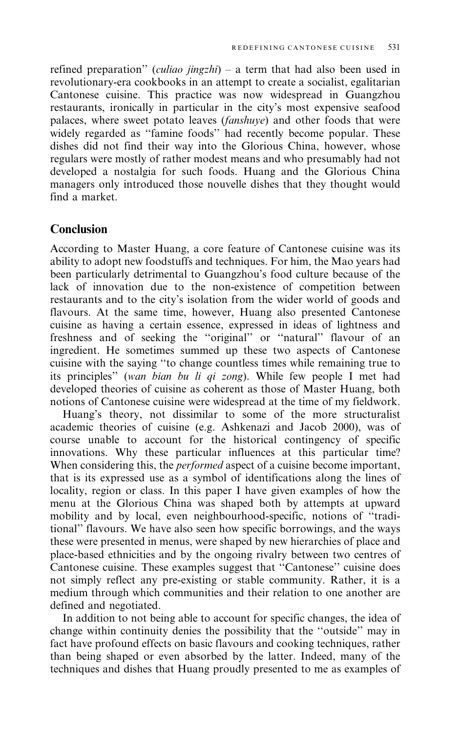refined preparation" (*culiao jingzhi*) – a term that had also been used in revolutionary-era cookbooks in an attempt to create a socialist, egalitarian Cantonese cuisine. This practice was now widespread in Guangzhou restaurants, ironically in particular in the city's most expensive seafood palaces, where sweet potato leaves (*fanshuye*) and other foods that were widely regarded as "famine foods" had recently become popular. These dishes did not find their way into the Glorious China, however, whose regulars were mostly of rather modest means and who presumably had not developed a nostalgia for such foods. Huang and the Glorious China managers only introduced those nouvelle dishes that they thought would find a market.

## Conclusion

According to Master Huang, a core feature of Cantonese cuisine was its ability to adopt new foodstuffs and techniques. For him, the Mao years had been particularly detrimental to Guangzhou's food culture because of the lack of innovation due to the non-existence of competition between restaurants and to the city's isolation from the wider world of goods and flavours. At the same time, however, Huang also presented Cantonese cuisine as having a certain essence, expressed in ideas of lightness and freshness and of seeking the "original" or "natural" flavour of an ingredient. He sometimes summed up these two aspects of Cantonese cuisine with the saying "to change countless times while remaining true to its principles" (*wan bian bu li qi zong*). While few people I met had developed theories of cuisine as coherent as those of Master Huang, both notions of Cantonese cuisine were widespread at the time of my fieldwork.

Huang's theory, not dissimilar to some of the more structuralist academic theories of cuisine (e.g. Ashkenazi and Jacob 2000), was of course unable to account for the historical contingency of specific innovations. Why these particular influences at this particular time? When considering this, the *performed* aspect of a cuisine become important, that is its expressed use as a symbol of identifications along the lines of locality, region or class. In this paper I have given examples of how the menu at the Glorious China was shaped both by attempts at upward mobility and by local, even neighbourhood-specific, notions of "traditional" flavours. We have also seen how specific borrowings, and the ways these were presented in menus, were shaped by new hierarchies of place and place-based ethnicities and by the ongoing rivalry between two centres of Cantonese cuisine. These examples suggest that "Cantonese" cuisine does not simply reflect any pre-existing or stable community. Rather, it is a medium through which communities and their relation to one another are defined and negotiated.

In addition to not being able to account for specific changes, the idea of change within continuity denies the possibility that the "outside" may in fact have profound effects on basic flavours and cooking techniques, rather than being shaped or even absorbed by the latter. Indeed, many of the techniques and dishes that Huang proudly presented to me as examples of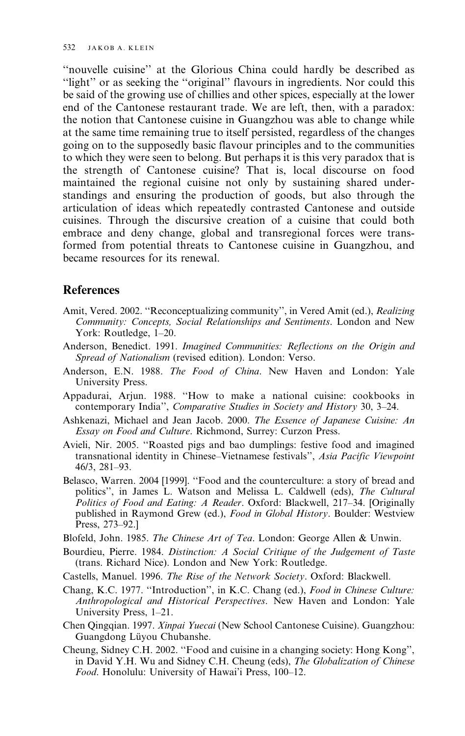"nouvelle cuisine" at the Glorious China could hardly be described as "light" or as seeking the "original" flavours in ingredients. Nor could this be said of the growing use of chillies and other spices, especially at the lower end of the Cantonese restaurant trade. We are left, then, with a paradox: the notion that Cantonese cuisine in Guangzhou was able to change while at the same time remaining true to itself persisted, regardless of the changes going on to the supposedly basic flavour principles and to the communities to which they were seen to belong. But perhaps it is this very paradox that is the strength of Cantonese cuisine? That is, local discourse on food maintained the regional cuisine not only by sustaining shared understandings and ensuring the production of goods, but also through the articulation of ideas which repeatedly contrasted Cantonese and outside cuisines. Through the discursive creation of a cuisine that could both embrace and deny change, global and transregional forces were transformed from potential threats to Cantonese cuisine in Guangzhou, and became resources for its renewal.

## References

Amit, Vered. 2002. "Reconceptualizing community", in Vered Amit (ed.), *Realizing Community: Concepts, Social Relationships and Sentiments*. London and New York: Routledge, 1–20.

Anderson, Benedict. 1991. *Imagined Communities: Reflections on the Origin and Spread of Nationalism* (revised edition). London: Verso.

Anderson, E.N. 1988. *The Food of China*. New Haven and London: Yale University Press.

Appadurai, Arjun. 1988. "How to make a national cuisine: cookbooks in contemporary India", *Comparative Studies in Society and History* 30, 3–24.

Ashkenazi, Michael and Jean Jacob. 2000. *The Essence of Japanese Cuisine: An Essay on Food and Culture*. Richmond, Surrey: Curzon Press.

Avieli, Nir. 2005. "Roasted pigs and bao dumplings: festive food and imagined transnational identity in Chinese–Vietnamese festivals", *Asia Pacific Viewpoint* 46/3, 281–93.

Belasco, Warren. 2004 [1999]. "Food and the counterculture: a story of bread and politics", in James L. Watson and Melissa L. Caldwell (eds), *The Cultural Politics of Food and Eating: A Reader*. Oxford: Blackwell, 217–34. [Originally published in Raymond Grew (ed.), *Food in Global History*. Boulder: Westview Press, 273–92.]

Blofeld, John. 1985. *The Chinese Art of Tea*. London: George Allen & Unwin.

Bourdieu, Pierre. 1984. *Distinction: A Social Critique of the Judgement of Taste* (trans. Richard Nice). London and New York: Routledge.

Castells, Manuel. 1996. *The Rise of the Network Society*. Oxford: Blackwell.

Chang, K.C. 1977. "Introduction", in K.C. Chang (ed.), *Food in Chinese Culture: Anthropological and Historical Perspectives*. New Haven and London: Yale University Press, 1–21.

Chen Qingqian. 1997. *Xinpai Yuecai* (New School Cantonese Cuisine). Guangzhou: Guangdong Lüyou Chubanshe.

Cheung, Sidney C.H. 2002. "Food and cuisine in a changing society: Hong Kong", in David Y.H. Wu and Sidney C.H. Cheung (eds), *The Globalization of Chinese Food*. Honolulu: University of Hawai'i Press, 100–12.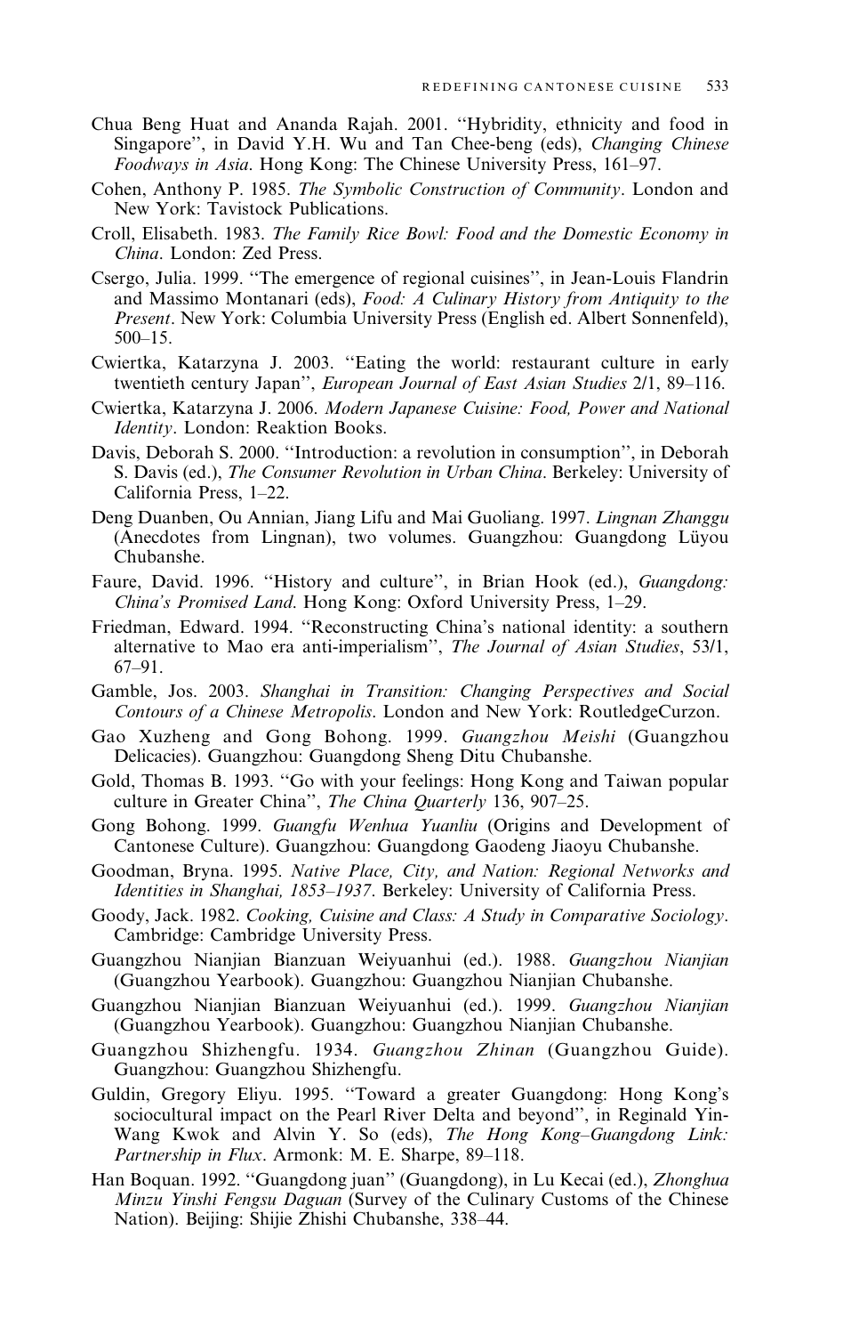Chua Beng Huat and Ananda Rajah. 2001. ''Hybridity, ethnicity and food in Singapore'', in David Y.H. Wu and Tan Chee-beng (eds), *Changing Chinese Foodways in Asia*. Hong Kong: The Chinese University Press, 161–97.

Cohen, Anthony P. 1985. *The Symbolic Construction of Community*. London and New York: Tavistock Publications.

Croll, Elisabeth. 1983. *The Family Rice Bowl: Food and the Domestic Economy in China*. London: Zed Press.

Csergo, Julia. 1999. ''The emergence of regional cuisines'', in Jean-Louis Flandrin and Massimo Montanari (eds), *Food: A Culinary History from Antiquity to the Present*. New York: Columbia University Press (English ed. Albert Sonnenfeld), 500–15.

Cwiertka, Katarzyna J. 2003. ''Eating the world: restaurant culture in early twentieth century Japan'', *European Journal of East Asian Studies* 2/1, 89–116.

Cwiertka, Katarzyna J. 2006. *Modern Japanese Cuisine: Food, Power and National Identity*. London: Reaktion Books.

Davis, Deborah S. 2000. ''Introduction: a revolution in consumption'', in Deborah S. Davis (ed.), *The Consumer Revolution in Urban China*. Berkeley: University of California Press, 1–22.

Deng Duanben, Ou Annian, Jiang Lifu and Mai Guoliang. 1997. *Lingnan Zhanggu* (Anecdotes from Lingnan), two volumes. Guangzhou: Guangdong Lüyou Chubanshe.

Faure, David. 1996. ''History and culture'', in Brian Hook (ed.), *Guangdong: China's Promised Land*. Hong Kong: Oxford University Press, 1–29.

Friedman, Edward. 1994. ''Reconstructing China's national identity: a southern alternative to Mao era anti-imperialism'', *The Journal of Asian Studies*, 53/1, 67–91.

Gamble, Jos. 2003. *Shanghai in Transition: Changing Perspectives and Social Contours of a Chinese Metropolis*. London and New York: RoutledgeCurzon.

Gao Xuzheng and Gong Bohong. 1999. *Guangzhou Meishi* (Guangzhou Delicacies). Guangzhou: Guangdong Sheng Ditu Chubanshe.

Gold, Thomas B. 1993. ''Go with your feelings: Hong Kong and Taiwan popular culture in Greater China'', *The China Quarterly* 136, 907–25.

Gong Bohong. 1999. *Guangfu Wenhua Yuanliu* (Origins and Development of Cantonese Culture). Guangzhou: Guangdong Gaodeng Jiaoyu Chubanshe.

Goodman, Bryna. 1995. *Native Place, City, and Nation: Regional Networks and Identities in Shanghai, 1853–1937*. Berkeley: University of California Press.

Goody, Jack. 1982. *Cooking, Cuisine and Class: A Study in Comparative Sociology*. Cambridge: Cambridge University Press.

Guangzhou Nianjian Bianzuan Weiyuanhui (ed.). 1988. *Guangzhou Nianjian* (Guangzhou Yearbook). Guangzhou: Guangzhou Nianjian Chubanshe.

Guangzhou Nianjian Bianzuan Weiyuanhui (ed.). 1999. *Guangzhou Nianjian* (Guangzhou Yearbook). Guangzhou: Guangzhou Nianjian Chubanshe.

Guangzhou Shizhengfu. 1934. *Guangzhou Zhinan* (Guangzhou Guide). Guangzhou: Guangzhou Shizhengfu.

Guldin, Gregory Eliyu. 1995. ''Toward a greater Guangdong: Hong Kong's sociocultural impact on the Pearl River Delta and beyond'', in Reginald Yin-Wang Kwok and Alvin Y. So (eds), *The Hong Kong–Guangdong Link: Partnership in Flux*. Armonk: M. E. Sharpe, 89–118.

Han Boquan. 1992. ''Guangdong juan'' (Guangdong), in Lu Kecai (ed.), *Zhonghua Minzu Yinshi Fengsu Daguan* (Survey of the Culinary Customs of the Chinese Nation). Beijing: Shijie Zhishi Chubanshe, 338–44.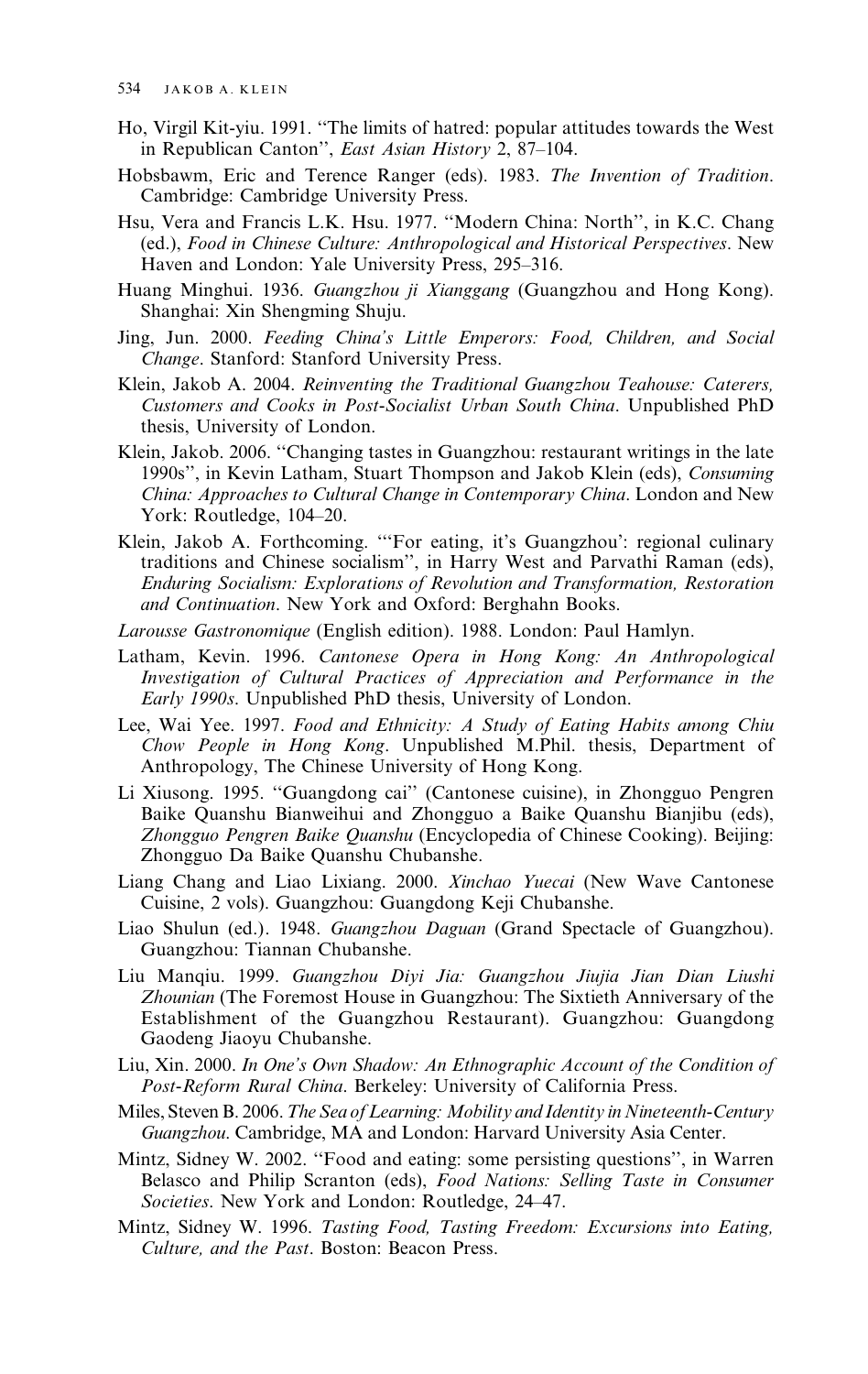Ho, Virgil Kit-yiu. 1991. "The limits of hatred: popular attitudes towards the West in Republican Canton", *East Asian History* 2, 87–104.

Hobsbawm, Eric and Terence Ranger (eds). 1983. *The Invention of Tradition*. Cambridge: Cambridge University Press.

Hsu, Vera and Francis L.K. Hsu. 1977. "Modern China: North", in K.C. Chang (ed.), *Food in Chinese Culture: Anthropological and Historical Perspectives*. New Haven and London: Yale University Press, 295–316.

Huang Minghui. 1936. *Guangzhou ji Xianggang* (Guangzhou and Hong Kong). Shanghai: Xin Shengming Shuju.

Jing, Jun. 2000. *Feeding China's Little Emperors: Food, Children, and Social Change*. Stanford: Stanford University Press.

Klein, Jakob A. 2004. *Reinventing the Traditional Guangzhou Teahouse: Caterers, Customers and Cooks in Post-Socialist Urban South China*. Unpublished PhD thesis, University of London.

Klein, Jakob. 2006. "Changing tastes in Guangzhou: restaurant writings in the late 1990s", in Kevin Latham, Stuart Thompson and Jakob Klein (eds), *Consuming China: Approaches to Cultural Change in Contemporary China*. London and New York: Routledge, 104–20.

Klein, Jakob A. Forthcoming. "'For eating, it's Guangzhou': regional culinary traditions and Chinese socialism", in Harry West and Parvathi Raman (eds), *Enduring Socialism: Explorations of Revolution and Transformation, Restoration and Continuation*. New York and Oxford: Berghahn Books.

*Larousse Gastronomique* (English edition). 1988. London: Paul Hamlyn.

Latham, Kevin. 1996. *Cantonese Opera in Hong Kong: An Anthropological Investigation of Cultural Practices of Appreciation and Performance in the Early 1990s*. Unpublished PhD thesis, University of London.

Lee, Wai Yee. 1997. *Food and Ethnicity: A Study of Eating Habits among Chiu Chow People in Hong Kong*. Unpublished M.Phil. thesis, Department of Anthropology, The Chinese University of Hong Kong.

Li Xiusong. 1995. "Guangdong cai" (Cantonese cuisine), in Zhongguo Pengren Baike Quanshu Bianweihui and Zhongguo a Baike Quanshu Bianjibu (eds), *Zhongguo Pengren Baike Quanshu* (Encyclopedia of Chinese Cooking). Beijing: Zhongguo Da Baike Quanshu Chubanshe.

Liang Chang and Liao Lixiang. 2000. *Xinchao Yuecai* (New Wave Cantonese Cuisine, 2 vols). Guangzhou: Guangdong Keji Chubanshe.

Liao Shulun (ed.). 1948. *Guangzhou Daguan* (Grand Spectacle of Guangzhou). Guangzhou: Tiannan Chubanshe.

Liu Manqiu. 1999. *Guangzhou Diyi Jia: Guangzhou Jiujia Jian Dian Liushi Zhounian* (The Foremost House in Guangzhou: The Sixtieth Anniversary of the Establishment of the Guangzhou Restaurant). Guangzhou: Guangdong Gaodeng Jiaoyu Chubanshe.

Liu, Xin. 2000. *In One's Own Shadow: An Ethnographic Account of the Condition of Post-Reform Rural China*. Berkeley: University of California Press.

Miles, Steven B. 2006. *The Sea of Learning: Mobility and Identity in Nineteenth-Century Guangzhou*. Cambridge, MA and London: Harvard University Asia Center.

Mintz, Sidney W. 2002. "Food and eating: some persisting questions", in Warren Belasco and Philip Scranton (eds), *Food Nations: Selling Taste in Consumer Societies*. New York and London: Routledge, 24–47.

Mintz, Sidney W. 1996. *Tasting Food, Tasting Freedom: Excursions into Eating, Culture, and the Past*. Boston: Beacon Press.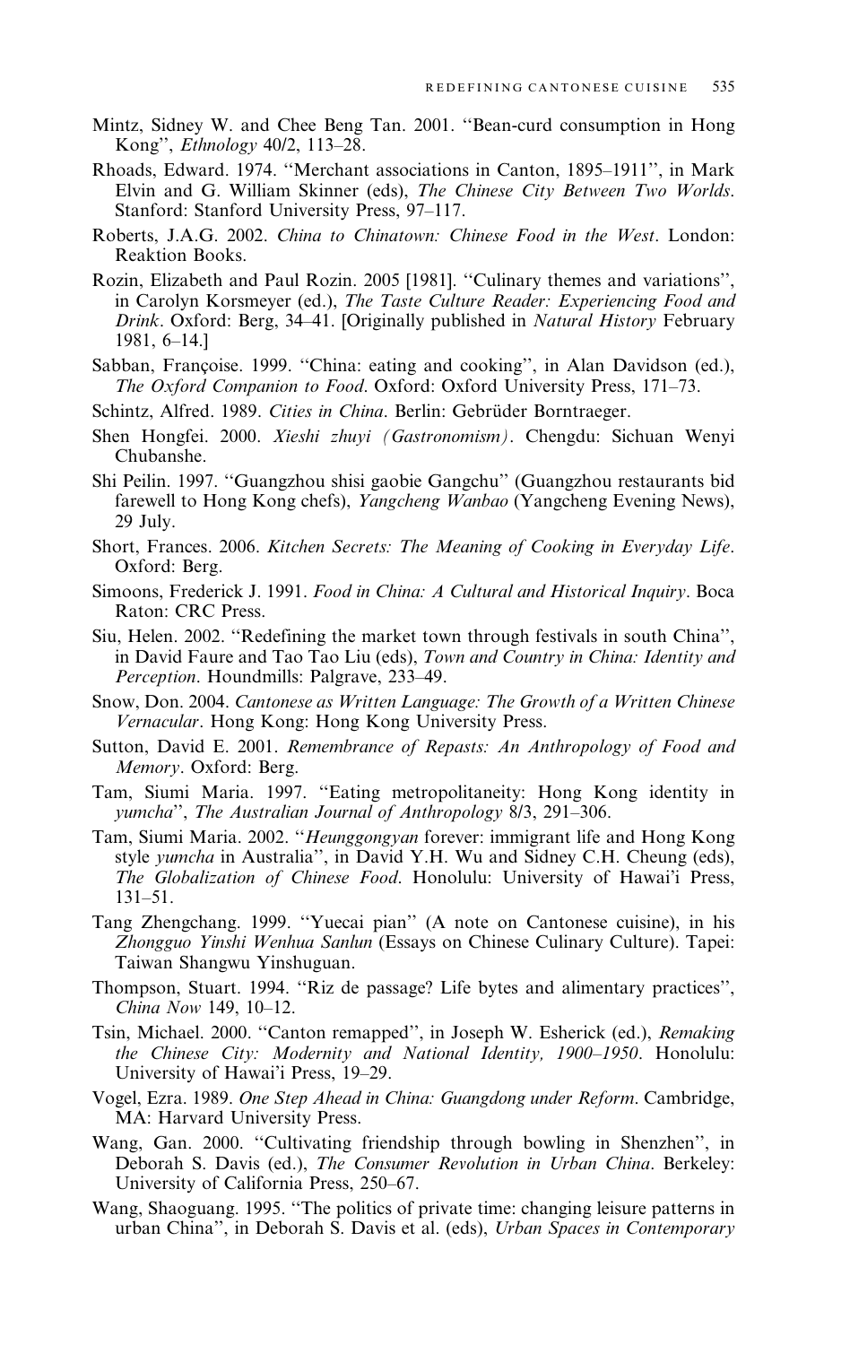Mintz, Sidney W. and Chee Beng Tan. 2001. ''Bean-curd consumption in Hong Kong'', *Ethnology* 40/2, 113–28.

Rhoads, Edward. 1974. ''Merchant associations in Canton, 1895–1911'', in Mark Elvin and G. William Skinner (eds), *The Chinese City Between Two Worlds*. Stanford: Stanford University Press, 97–117.

Roberts, J.A.G. 2002. *China to Chinatown: Chinese Food in the West*. London: Reaktion Books.

Rozin, Elizabeth and Paul Rozin. 2005 [1981]. ''Culinary themes and variations'', in Carolyn Korsmeyer (ed.), *The Taste Culture Reader: Experiencing Food and Drink*. Oxford: Berg, 34–41. [Originally published in *Natural History* February 1981, 6–14.]

Sabban, Françoise. 1999. ''China: eating and cooking'', in Alan Davidson (ed.), *The Oxford Companion to Food*. Oxford: Oxford University Press, 171–73.

Schintz, Alfred. 1989. *Cities in China*. Berlin: Gebrüder Borntraeger.

Shen Hongfei. 2000. *Xieshi zhuyi (Gastronomism)*. Chengdu: Sichuan Wenyi Chubanshe.

Shi Peilin. 1997. ''Guangzhou shisi gaobie Gangchu'' (Guangzhou restaurants bid farewell to Hong Kong chefs), *Yangcheng Wanbao* (Yangcheng Evening News), 29 July.

Short, Frances. 2006. *Kitchen Secrets: The Meaning of Cooking in Everyday Life*. Oxford: Berg.

Simoons, Frederick J. 1991. *Food in China: A Cultural and Historical Inquiry*. Boca Raton: CRC Press.

Siu, Helen. 2002. ''Redefining the market town through festivals in south China'', in David Faure and Tao Tao Liu (eds), *Town and Country in China: Identity and Perception*. Houndmills: Palgrave, 233–49.

Snow, Don. 2004. *Cantonese as Written Language: The Growth of a Written Chinese Vernacular*. Hong Kong: Hong Kong University Press.

Sutton, David E. 2001. *Remembrance of Repasts: An Anthropology of Food and Memory*. Oxford: Berg.

Tam, Siumi Maria. 1997. ''Eating metropolitaneity: Hong Kong identity in *yumcha*'', *The Australian Journal of Anthropology* 8/3, 291–306.

Tam, Siumi Maria. 2002. ''*Heunggongyan* forever: immigrant life and Hong Kong style *yumcha* in Australia'', in David Y.H. Wu and Sidney C.H. Cheung (eds), *The Globalization of Chinese Food*. Honolulu: University of Hawai'i Press, 131–51.

Tang Zhengchang. 1999. ''Yuecai pian'' (A note on Cantonese cuisine), in his *Zhongguo Yinshi Wenhua Sanlun* (Essays on Chinese Culinary Culture). Tapei: Taiwan Shangwu Yinshuguan.

Thompson, Stuart. 1994. ''Riz de passage? Life bytes and alimentary practices'', *China Now* 149, 10–12.

Tsin, Michael. 2000. ''Canton remapped'', in Joseph W. Esherick (ed.), *Remaking the Chinese City: Modernity and National Identity, 1900–1950*. Honolulu: University of Hawai'i Press, 19–29.

Vogel, Ezra. 1989. *One Step Ahead in China: Guangdong under Reform*. Cambridge, MA: Harvard University Press.

Wang, Gan. 2000. ''Cultivating friendship through bowling in Shenzhen'', in Deborah S. Davis (ed.), *The Consumer Revolution in Urban China*. Berkeley: University of California Press, 250–67.

Wang, Shaoguang. 1995. ''The politics of private time: changing leisure patterns in urban China'', in Deborah S. Davis et al. (eds), *Urban Spaces in Contemporary*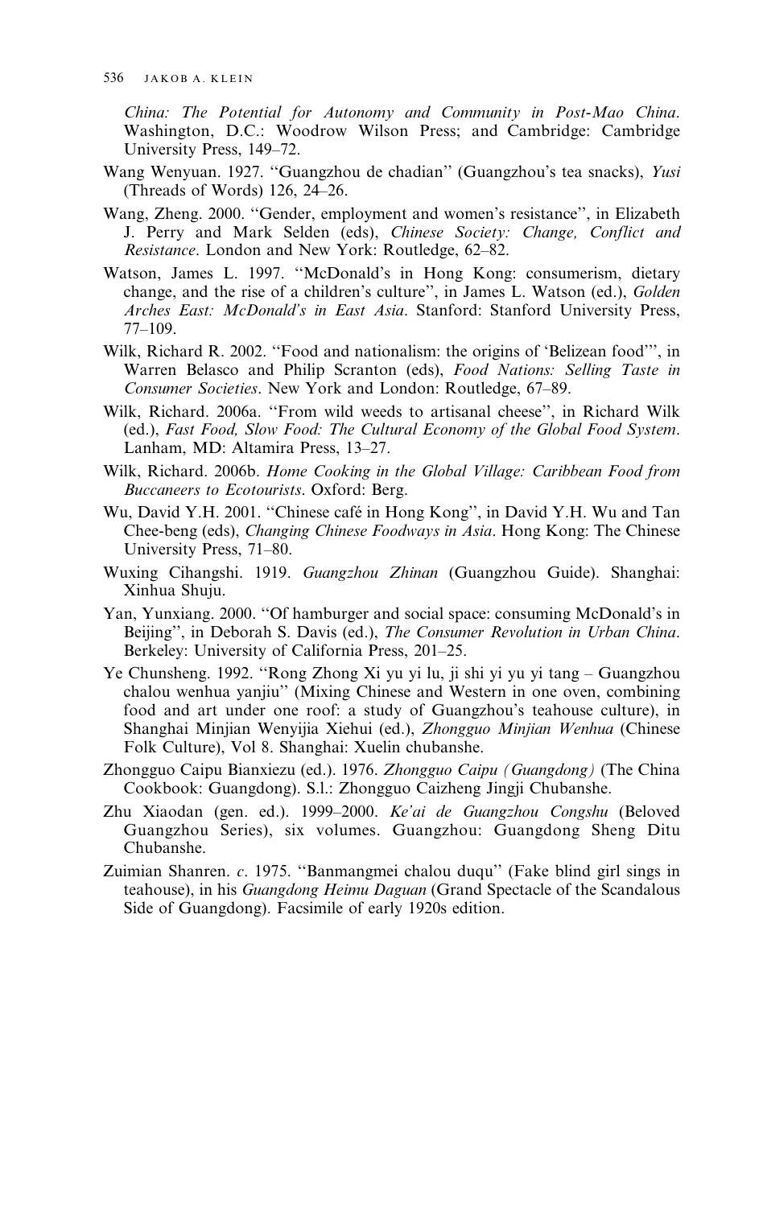*China: The Potential for Autonomy and Community in Post-Mao China*. Washington, D.C.: Woodrow Wilson Press; and Cambridge: Cambridge University Press, 149–72.

Wang Wenyuan. 1927. ''Guangzhou de chadian'' (Guangzhou's tea snacks), *Yusi* (Threads of Words) 126, 24–26.

Wang, Zheng. 2000. ''Gender, employment and women's resistance'', in Elizabeth J. Perry and Mark Selden (eds), *Chinese Society: Change, Conflict and Resistance*. London and New York: Routledge, 62–82.

Watson, James L. 1997. ''McDonald's in Hong Kong: consumerism, dietary change, and the rise of a children's culture'', in James L. Watson (ed.), *Golden Arches East: McDonald's in East Asia*. Stanford: Stanford University Press, 77–109.

Wilk, Richard R. 2002. ''Food and nationalism: the origins of 'Belizean food''', in Warren Belasco and Philip Scranton (eds), *Food Nations: Selling Taste in Consumer Societies*. New York and London: Routledge, 67–89.

Wilk, Richard. 2006a. ''From wild weeds to artisanal cheese'', in Richard Wilk (ed.), *Fast Food, Slow Food: The Cultural Economy of the Global Food System*. Lanham, MD: Altamira Press, 13–27.

Wilk, Richard. 2006b. *Home Cooking in the Global Village: Caribbean Food from Buccaneers to Ecotourists*. Oxford: Berg.

Wu, David Y.H. 2001. ''Chinese café in Hong Kong'', in David Y.H. Wu and Tan Chee-beng (eds), *Changing Chinese Foodways in Asia*. Hong Kong: The Chinese University Press, 71–80.

Wuxing Cihangshi. 1919. *Guangzhou Zhinan* (Guangzhou Guide). Shanghai: Xinhua Shuju.

Yan, Yunxiang. 2000. ''Of hamburger and social space: consuming McDonald's in Beijing'', in Deborah S. Davis (ed.), *The Consumer Revolution in Urban China*. Berkeley: University of California Press, 201–25.

Ye Chunsheng. 1992. ''Rong Zhong Xi yu yi lu, ji shi yi yu yi tang – Guangzhou chalou wenhua yanjiu'' (Mixing Chinese and Western in one oven, combining food and art under one roof: a study of Guangzhou's teahouse culture), in Shanghai Minjian Wenyijia Xiehui (ed.), *Zhongguo Minjian Wenhua* (Chinese Folk Culture), Vol 8. Shanghai: Xuelin chubanshe.

Zhongguo Caipu Bianxiezu (ed.). 1976. *Zhongguo Caipu (Guangdong)* (The China Cookbook: Guangdong). S.l.: Zhongguo Caizheng Jingji Chubanshe.

Zhu Xiaodan (gen. ed.). 1999–2000. *Ke'ai de Guangzhou Congshu* (Beloved Guangzhou Series), six volumes. Guangzhou: Guangdong Sheng Ditu Chubanshe.

Zuimian Shanren. *c*. 1975. ''Banmangmei chalou duqu'' (Fake blind girl sings in teahouse), in his *Guangdong Heimu Daguan* (Grand Spectacle of the Scandalous Side of Guangdong). Facsimile of early 1920s edition.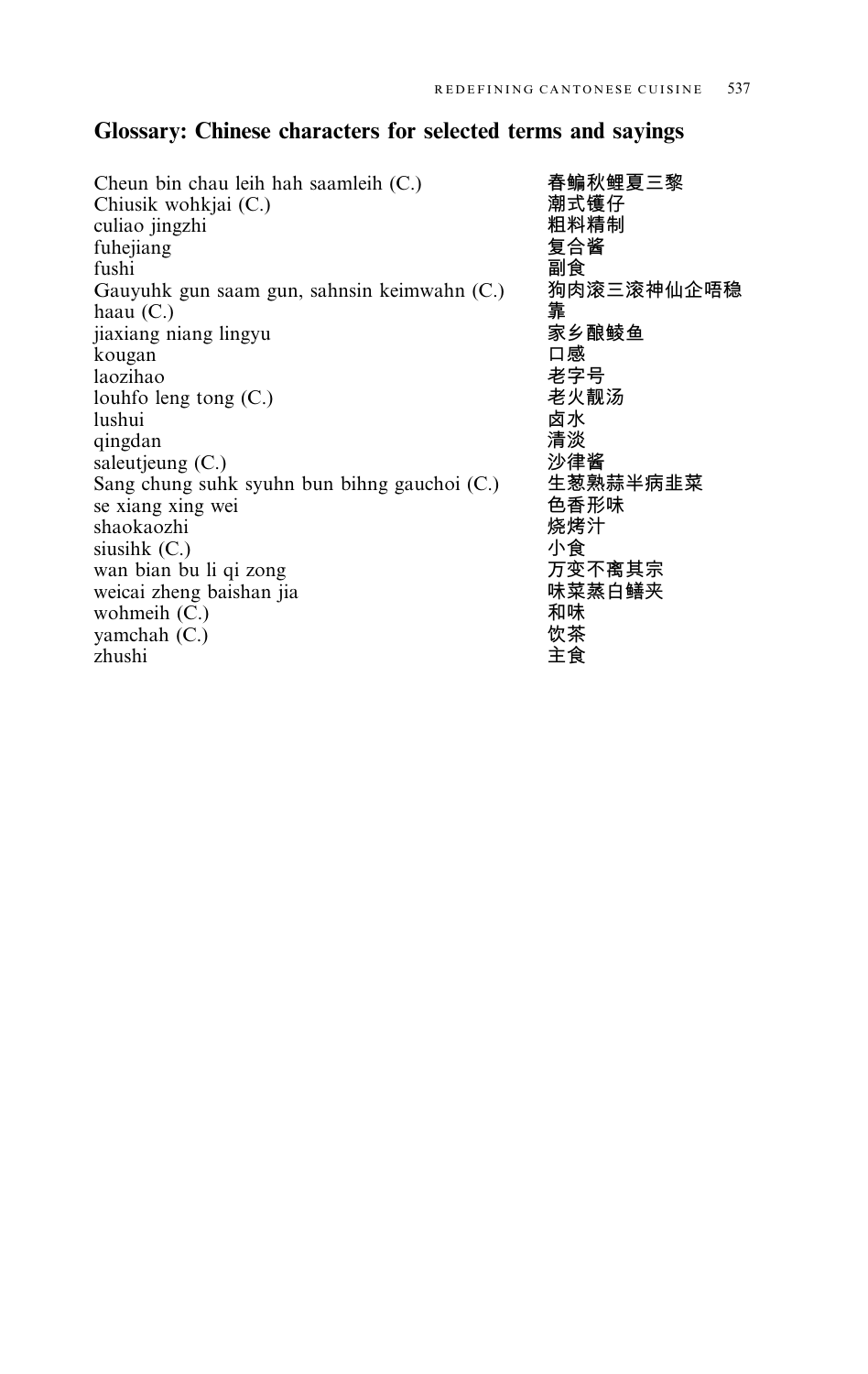## Glossary: Chinese characters for selected terms and sayings

| | |
|---|---|
| Cheun bin chau leih hah saamleih (C.) | 春鳊秋鲤夏三黎 |
| Chiusik wohkjai (C.) | 潮式镬仔 |
| culiao jingzhi | 粗料精制 |
| fuhejiang | 复合酱 |
| fushi | 副食 |
| Gauyuhk gun saam gun, sahnsin keimwahn (C.) | 狗肉滚三滚神仙企唔稳 |
| haau (C.) | 靠 |
| jiaxiang niang lingyu | 家乡酿鲮鱼 |
| kougan | 口感 |
| laozihao | 老字号 |
| louhfo leng tong (C.) | 老火靓汤 |
| lushui | 卤水 |
| qingdan | 清淡 |
| saleutjeung (C.) | 沙律酱 |
| Sang chung suhk syuhn bun bihng gauchoi (C.) | 生葱熟蒜半病韭菜 |
| se xiang xing wei | 色香形味 |
| shaokaozhi | 烧烤汁 |
| siusihk (C.) | 小食 |
| wan bian bu li qi zong | 万变不离其宗 |
| weicai zheng baishan jia | 味菜蒸白鳝夹 |
| wohmeih (C.) | 和味 |
| yamchah (C.) | 饮茶 |
| zhushi | 主食 |